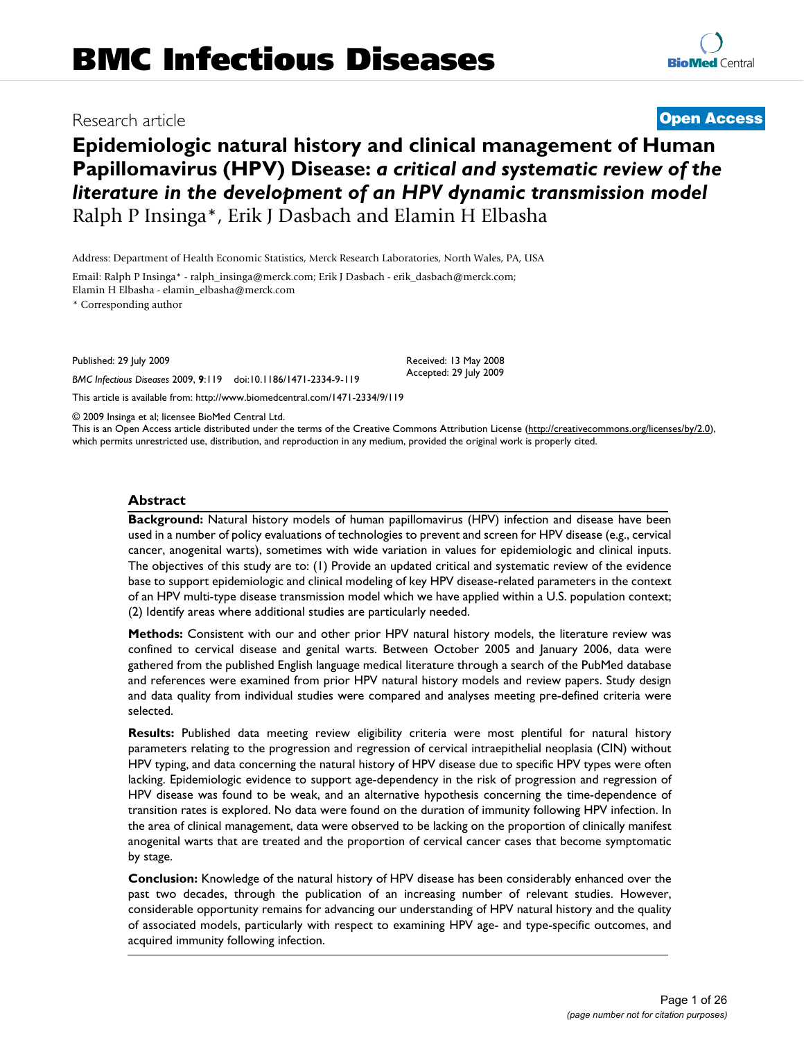# BMC Infectious Diseases

Research article **Open Access**

# Epidemiologic natural history and clinical management of Human Papillomavirus (HPV) Disease: *a critical and systematic review of the literature in the development of an HPV dynamic transmission model*

Ralph P Insinga*, Erik J Dasbach and Elamin H Elbasha

Address: Department of Health Economic Statistics, Merck Research Laboratories, North Wales, PA, USA

Email: Ralph P Insinga* - ralph_insinga@merck.com; Erik J Dasbach - erik_dasbach@merck.com; Elamin H Elbasha - elamin_elbasha@merck.com

\* Corresponding author

Published: 29 July 2009

*BMC Infectious Diseases* 2009, **9**:119 doi:10.1186/1471-2334-9-119

Received: 13 May 2008
Accepted: 29 July 2009

This article is available from: http://www.biomedcentral.com/1471-2334/9/119

© 2009 Insinga et al; licensee BioMed Central Ltd.
This is an Open Access article distributed under the terms of the Creative Commons Attribution License (http://creativecommons.org/licenses/by/2.0), which permits unrestricted use, distribution, and reproduction in any medium, provided the original work is properly cited.

## Abstract

**Background:** Natural history models of human papillomavirus (HPV) infection and disease have been used in a number of policy evaluations of technologies to prevent and screen for HPV disease (e.g., cervical cancer, anogenital warts), sometimes with wide variation in values for epidemiologic and clinical inputs. The objectives of this study are to: (1) Provide an updated critical and systematic review of the evidence base to support epidemiologic and clinical modeling of key HPV disease-related parameters in the context of an HPV multi-type disease transmission model which we have applied within a U.S. population context; (2) Identify areas where additional studies are particularly needed.

**Methods:** Consistent with our and other prior HPV natural history models, the literature review was confined to cervical disease and genital warts. Between October 2005 and January 2006, data were gathered from the published English language medical literature through a search of the PubMed database and references were examined from prior HPV natural history models and review papers. Study design and data quality from individual studies were compared and analyses meeting pre-defined criteria were selected.

**Results:** Published data meeting review eligibility criteria were most plentiful for natural history parameters relating to the progression and regression of cervical intraepithelial neoplasia (CIN) without HPV typing, and data concerning the natural history of HPV disease due to specific HPV types were often lacking. Epidemiologic evidence to support age-dependency in the risk of progression and regression of HPV disease was found to be weak, and an alternative hypothesis concerning the time-dependence of transition rates is explored. No data were found on the duration of immunity following HPV infection. In the area of clinical management, data were observed to be lacking on the proportion of clinically manifest anogenital warts that are treated and the proportion of cervical cancer cases that become symptomatic by stage.

**Conclusion:** Knowledge of the natural history of HPV disease has been considerably enhanced over the past two decades, through the publication of an increasing number of relevant studies. However, considerable opportunity remains for advancing our understanding of HPV natural history and the quality of associated models, particularly with respect to examining HPV age- and type-specific outcomes, and acquired immunity following infection.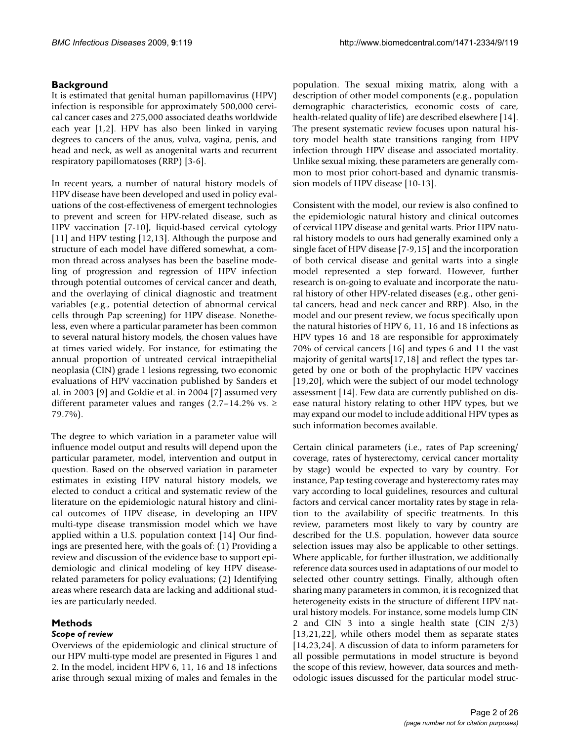## Background

It is estimated that genital human papillomavirus (HPV) infection is responsible for approximately 500,000 cervical cancer cases and 275,000 associated deaths worldwide each year [1,2]. HPV has also been linked in varying degrees to cancers of the anus, vulva, vagina, penis, and head and neck, as well as anogenital warts and recurrent respiratory papillomatoses (RRP) [3-6].

In recent years, a number of natural history models of HPV disease have been developed and used in policy evaluations of the cost-effectiveness of emergent technologies to prevent and screen for HPV-related disease, such as HPV vaccination [7-10], liquid-based cervical cytology [11] and HPV testing [12,13]. Although the purpose and structure of each model have differed somewhat, a common thread across analyses has been the baseline modeling of progression and regression of HPV infection through potential outcomes of cervical cancer and death, and the overlaying of clinical diagnostic and treatment variables (e.g., potential detection of abnormal cervical cells through Pap screening) for HPV disease. Nonetheless, even where a particular parameter has been common to several natural history models, the chosen values have at times varied widely. For instance, for estimating the annual proportion of untreated cervical intraepithelial neoplasia (CIN) grade 1 lesions regressing, two economic evaluations of HPV vaccination published by Sanders et al. in 2003 [9] and Goldie et al. in 2004 [7] assumed very different parameter values and ranges (2.7–14.2% vs. ≥ 79.7%).

The degree to which variation in a parameter value will influence model output and results will depend upon the particular parameter, model, intervention and output in question. Based on the observed variation in parameter estimates in existing HPV natural history models, we elected to conduct a critical and systematic review of the literature on the epidemiologic natural history and clinical outcomes of HPV disease, in developing an HPV multi-type disease transmission model which we have applied within a U.S. population context [14] Our findings are presented here, with the goals of: (1) Providing a review and discussion of the evidence base to support epidemiologic and clinical modeling of key HPV disease-related parameters for policy evaluations; (2) Identifying areas where research data are lacking and additional studies are particularly needed.

## Methods

### *Scope of review*

Overviews of the epidemiologic and clinical structure of our HPV multi-type model are presented in Figures 1 and 2. In the model, incident HPV 6, 11, 16 and 18 infections arise through sexual mixing of males and females in the population. The sexual mixing matrix, along with a description of other model components (e.g., population demographic characteristics, economic costs of care, health-related quality of life) are described elsewhere [14]. The present systematic review focuses upon natural history model health state transitions ranging from HPV infection through HPV disease and associated mortality. Unlike sexual mixing, these parameters are generally common to most prior cohort-based and dynamic transmission models of HPV disease [10-13].

Consistent with the model, our review is also confined to the epidemiologic natural history and clinical outcomes of cervical HPV disease and genital warts. Prior HPV natural history models to ours had generally examined only a single facet of HPV disease [7-9,15] and the incorporation of both cervical disease and genital warts into a single model represented a step forward. However, further research is on-going to evaluate and incorporate the natural history of other HPV-related diseases (e.g., other genital cancers, head and neck cancer and RRP). Also, in the model and our present review, we focus specifically upon the natural histories of HPV 6, 11, 16 and 18 infections as HPV types 16 and 18 are responsible for approximately 70% of cervical cancers [16] and types 6 and 11 the vast majority of genital warts[17,18] and reflect the types targeted by one or both of the prophylactic HPV vaccines [19,20], which were the subject of our model technology assessment [14]. Few data are currently published on disease natural history relating to other HPV types, but we may expand our model to include additional HPV types as such information becomes available.

Certain clinical parameters (i.e., rates of Pap screening/coverage, rates of hysterectomy, cervical cancer mortality by stage) would be expected to vary by country. For instance, Pap testing coverage and hysterectomy rates may vary according to local guidelines, resources and cultural factors and cervical cancer mortality rates by stage in relation to the availability of specific treatments. In this review, parameters most likely to vary by country are described for the U.S. population, however data source selection issues may also be applicable to other settings. Where applicable, for further illustration, we additionally reference data sources used in adaptations of our model to selected other country settings. Finally, although often sharing many parameters in common, it is recognized that heterogeneity exists in the structure of different HPV natural history models. For instance, some models lump CIN 2 and CIN 3 into a single health state (CIN 2/3) [13,21,22], while others model them as separate states [14,23,24]. A discussion of data to inform parameters for all possible permutations in model structure is beyond the scope of this review, however, data sources and methodologic issues discussed for the particular model struc-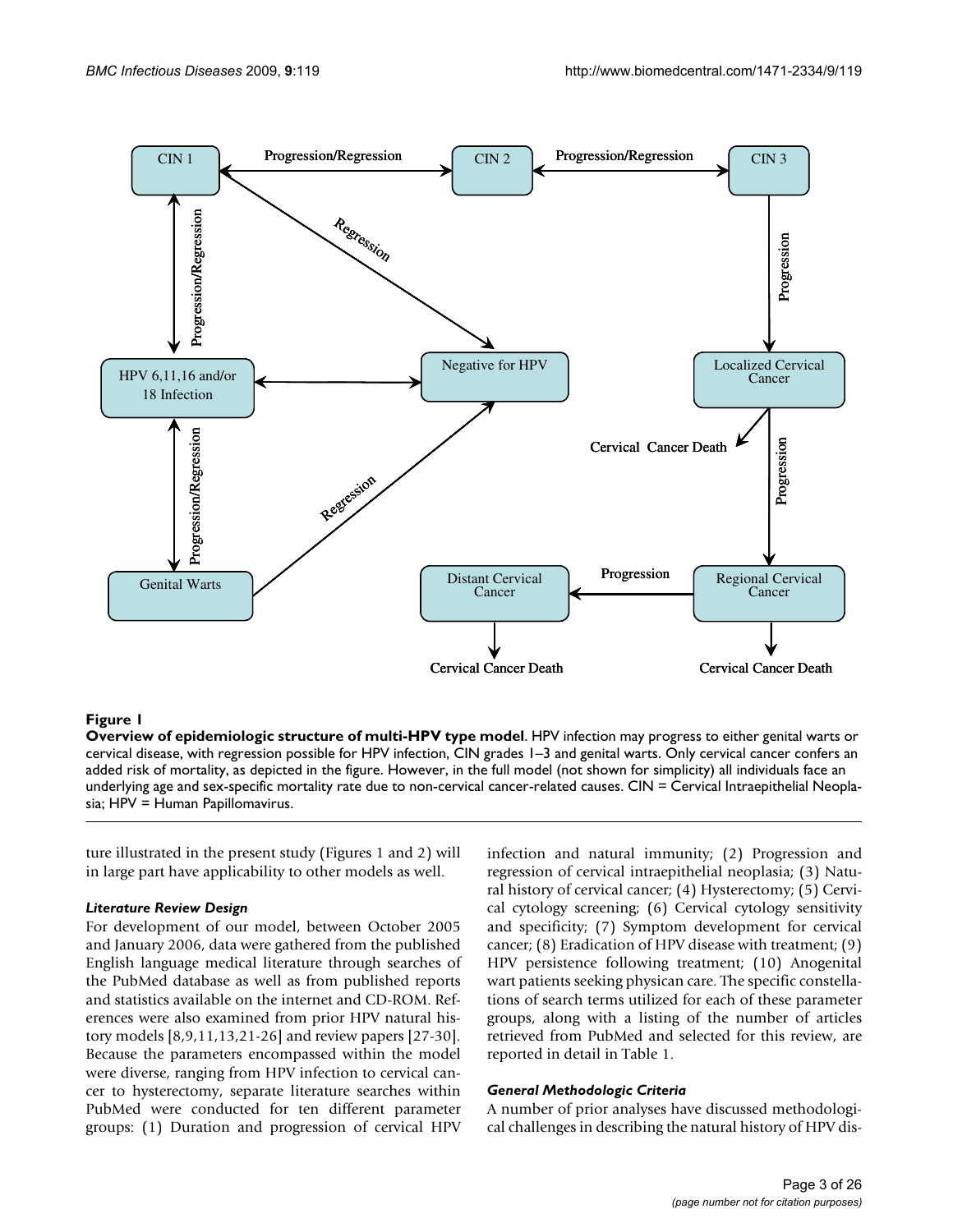**Figure 1**

**Overview of epidemiologic structure of multi-HPV type model**. HPV infection may progress to either genital warts or cervical disease, with regression possible for HPV infection, CIN grades 1–3 and genital warts. Only cervical cancer confers an added risk of mortality, as depicted in the figure. However, in the full model (not shown for simplicity) all individuals face an underlying age and sex-specific mortality rate due to non-cervical cancer-related causes. CIN = Cervical Intraepithelial Neoplasia; HPV = Human Papillomavirus.

ture illustrated in the present study (Figures 1 and 2) will in large part have applicability to other models as well.

### *Literature Review Design*

For development of our model, between October 2005 and January 2006, data were gathered from the published English language medical literature through searches of the PubMed database as well as from published reports and statistics available on the internet and CD-ROM. References were also examined from prior HPV natural history models [8,9,11,13,21-26] and review papers [27-30]. Because the parameters encompassed within the model were diverse, ranging from HPV infection to cervical cancer to hysterectomy, separate literature searches within PubMed were conducted for ten different parameter groups: (1) Duration and progression of cervical HPV infection and natural immunity; (2) Progression and regression of cervical intraepithelial neoplasia; (3) Natural history of cervical cancer; (4) Hysterectomy; (5) Cervical cytology screening; (6) Cervical cytology sensitivity and specificity; (7) Symptom development for cervical cancer; (8) Eradication of HPV disease with treatment; (9) HPV persistence following treatment; (10) Anogenital wart patients seeking physican care. The specific constellations of search terms utilized for each of these parameter groups, along with a listing of the number of articles retrieved from PubMed and selected for this review, are reported in detail in Table 1.

### *General Methodologic Criteria*

A number of prior analyses have discussed methodological challenges in describing the natural history of HPV dis-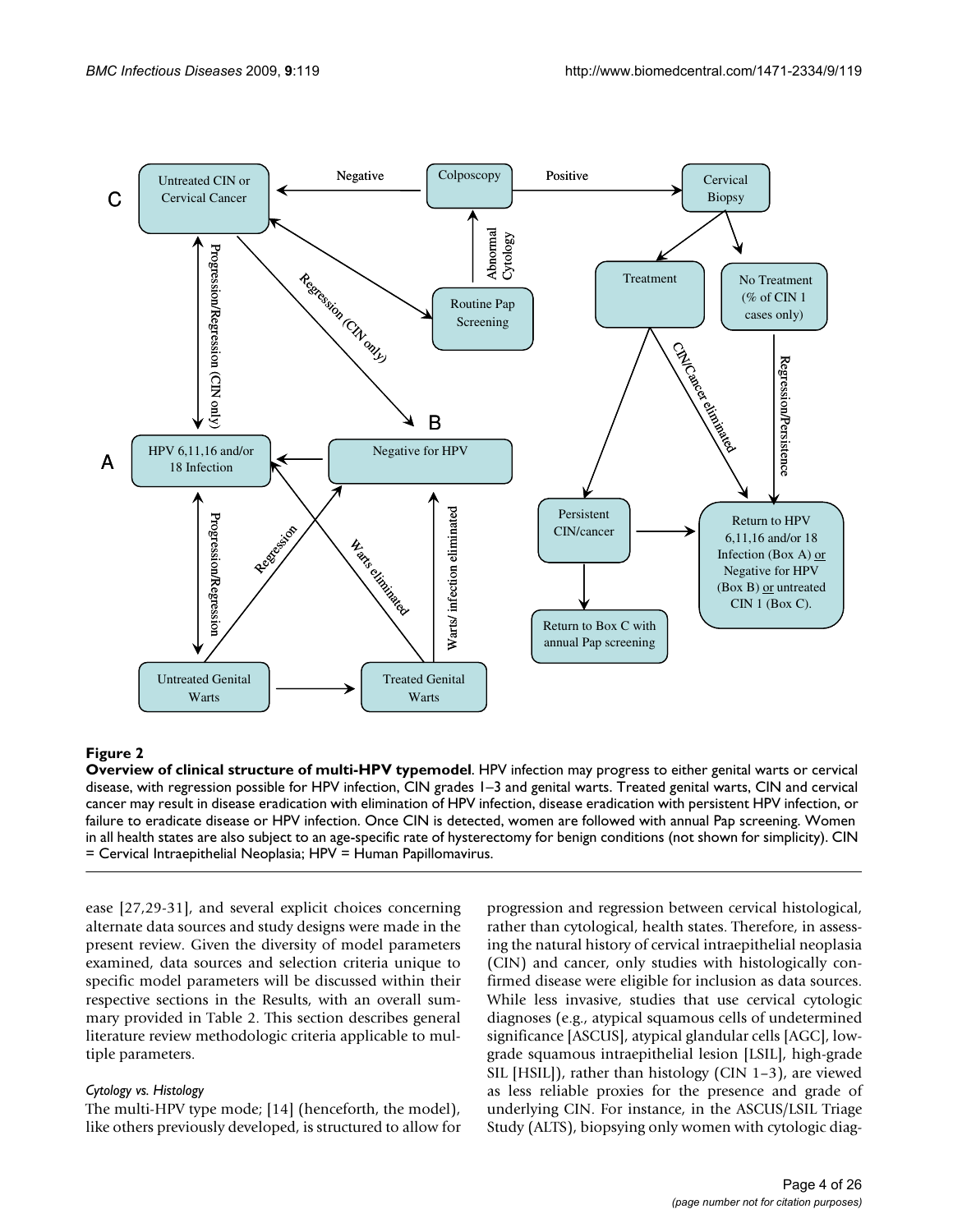**Figure 2**

**Overview of clinical structure of multi-HPV typemodel**. HPV infection may progress to either genital warts or cervical disease, with regression possible for HPV infection, CIN grades 1–3 and genital warts. Treated genital warts, CIN and cervical cancer may result in disease eradication with elimination of HPV infection, disease eradication with persistent HPV infection, or failure to eradicate disease or HPV infection. Once CIN is detected, women are followed with annual Pap screening. Women in all health states are also subject to an age-specific rate of hysterectomy for benign conditions (not shown for simplicity). CIN = Cervical Intraepithelial Neoplasia; HPV = Human Papillomavirus.

ease [27,29-31], and several explicit choices concerning alternate data sources and study designs were made in the present review. Given the diversity of model parameters examined, data sources and selection criteria unique to specific model parameters will be discussed within their respective sections in the Results, with an overall summary provided in Table 2. This section describes general literature review methodologic criteria applicable to multiple parameters.

### *Cytology vs. Histology*

The multi-HPV type mode; [14] (henceforth, the model), like others previously developed, is structured to allow for progression and regression between cervical histological, rather than cytological, health states. Therefore, in assessing the natural history of cervical intraepithelial neoplasia (CIN) and cancer, only studies with histologically confirmed disease were eligible for inclusion as data sources. While less invasive, studies that use cervical cytologic diagnoses (e.g., atypical squamous cells of undetermined significance [ASCUS], atypical glandular cells [AGC], low-grade squamous intraepithelial lesion [LSIL], high-grade SIL [HSIL]), rather than histology (CIN 1–3), are viewed as less reliable proxies for the presence and grade of underlying CIN. For instance, in the ASCUS/LSIL Triage Study (ALTS), biopsying only women with cytologic diag-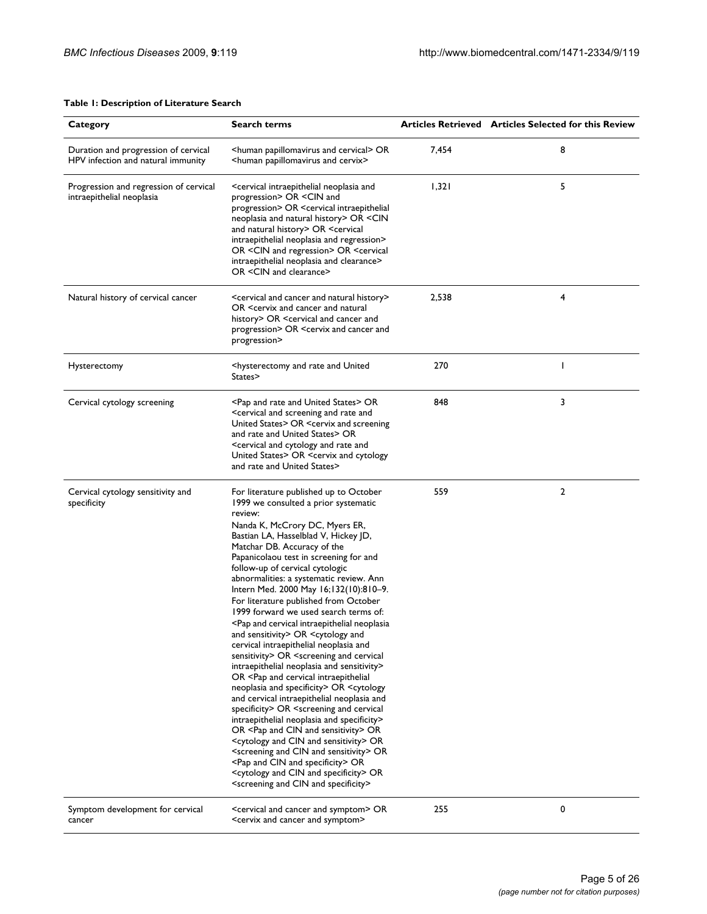**Table 1: Description of Literature Search**

| Category | Search terms | Articles Retrieved | Articles Selected for this Review |
| --- | --- | --- | --- |
| Duration and progression of cervical HPV infection and natural immunity | <human papillomavirus and cervical> OR <human papillomavirus and cervix> | 7,454 | 8 |
| Progression and regression of cervical intraepithelial neoplasia | <cervical intraepithelial neoplasia and progression> OR <CIN and progression> OR <cervical intraepithelial neoplasia and natural history> OR <CIN and natural history> OR <cervical intraepithelial neoplasia and regression> OR <CIN and regression> OR <cervical intraepithelial neoplasia and clearance> OR <CIN and clearance> | 1,321 | 5 |
| Natural history of cervical cancer | <cervical and cancer and natural history> OR <cervix and cancer and natural history> OR <cervical and cancer and progression> OR <cervix and cancer and progression> | 2,538 | 4 |
| Hysterectomy | <hysterectomy and rate and United States> | 270 | 1 |
| Cervical cytology screening | <Pap and rate and United States> OR <cervical and screening and rate and United States> OR <cervix and screening and rate and United States> OR <cervical and cytology and rate and United States> OR <cervix and cytology and rate and United States> | 848 | 3 |
| Cervical cytology sensitivity and specificity | For literature published up to October 1999 we consulted a prior systematic review: Nanda K, McCrory DC, Myers ER, Bastian LA, Hasselblad V, Hickey JD, Matchar DB. Accuracy of the Papanicolaou test in screening for and follow-up of cervical cytologic abnormalities: a systematic review. Ann Intern Med. 2000 May 16;132(10):810–9. For literature published from October 1999 forward we used search terms of: <Pap and cervical intraepithelial neoplasia and sensitivity> OR <cytology and cervical intraepithelial neoplasia and sensitivity> OR <screening and cervical intraepithelial neoplasia and sensitivity> OR <Pap and cervical intraepithelial neoplasia and specificity> OR <cytology and cervical intraepithelial neoplasia and specificity> OR <screening and cervical intraepithelial neoplasia and specificity> OR <Pap and CIN and sensitivity> OR <cytology and CIN and sensitivity> OR <screening and CIN and sensitivity> OR <Pap and CIN and specificity> OR <cytology and CIN and specificity> OR <screening and CIN and specificity> | 559 | 2 |
| Symptom development for cervical cancer | <cervical and cancer and symptom> OR <cervix and cancer and symptom> | 255 | 0 |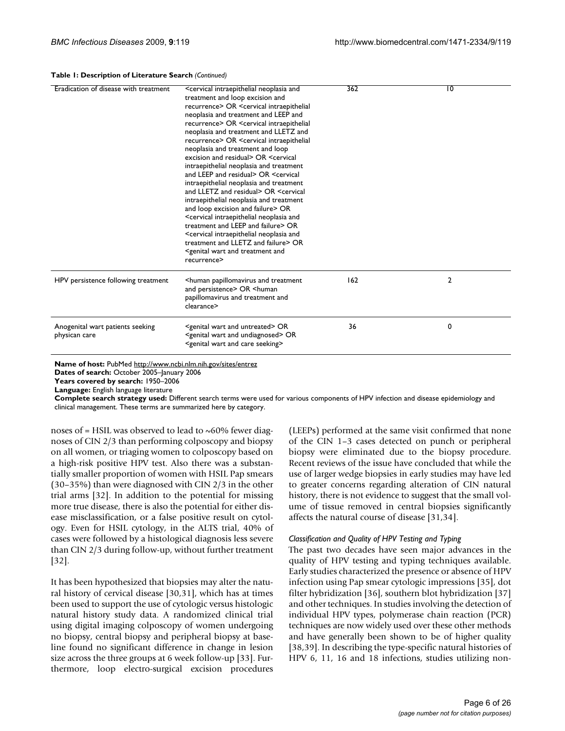**Table 1: Description of Literature Search** *(Continued)*

| | | | |
|---|---|---|---|
| Eradication of disease with treatment | <cervical intraepithelial neoplasia and treatment and loop excision and recurrence> OR <cervical intraepithelial neoplasia and treatment and LEEP and recurrence> OR <cervical intraepithelial neoplasia and treatment and LLETZ and recurrence> OR <cervical intraepithelial neoplasia and treatment and loop excision and residual> OR <cervical intraepithelial neoplasia and treatment and LEEP and residual> OR <cervical intraepithelial neoplasia and treatment and LLETZ and residual> OR <cervical intraepithelial neoplasia and treatment and loop excision and failure> OR <cervical intraepithelial neoplasia and treatment and LEEP and failure> OR <cervical intraepithelial neoplasia and treatment and LLETZ and failure> OR <genital wart and treatment and recurrence> | 362 | 10 |
| HPV persistence following treatment | <human papillomavirus and treatment and persistence> OR <human papillomavirus and treatment and clearance> | 162 | 2 |
| Anogenital wart patients seeking physican care | <genital wart and untreated> OR <genital wart and undiagnosed> OR <genital wart and care seeking> | 36 | 0 |

**Name of host:** PubMed http://www.ncbi.nlm.nih.gov/sites/entrez
**Dates of search:** October 2005–January 2006
**Years covered by search:** 1950–2006
**Language:** English language literature
**Complete search strategy used:** Different search terms were used for various components of HPV infection and disease epidemiology and clinical management. These terms are summarized here by category.

noses of = HSIL was observed to lead to ~60% fewer diagnoses of CIN 2/3 than performing colposcopy and biopsy on all women, or triaging women to colposcopy based on a high-risk positive HPV test. Also there was a substantially smaller proportion of women with HSIL Pap smears (30–35%) than were diagnosed with CIN 2/3 in the other trial arms [32]. In addition to the potential for missing more true disease, there is also the potential for either disease misclassification, or a false positive result on cytology. Even for HSIL cytology, in the ALTS trial, 40% of cases were followed by a histological diagnosis less severe than CIN 2/3 during follow-up, without further treatment [32].

It has been hypothesized that biopsies may alter the natural history of cervical disease [30,31], which has at times been used to support the use of cytologic versus histologic natural history study data. A randomized clinical trial using digital imaging colposcopy of women undergoing no biopsy, central biopsy and peripheral biopsy at baseline found no significant difference in change in lesion size across the three groups at 6 week follow-up [33]. Furthermore, loop electro-surgical excision procedures (LEEPs) performed at the same visit confirmed that none of the CIN 1–3 cases detected on punch or peripheral biopsy were eliminated due to the biopsy procedure. Recent reviews of the issue have concluded that while the use of larger wedge biopsies in early studies may have led to greater concerns regarding alteration of CIN natural history, there is not evidence to suggest that the small volume of tissue removed in central biopsies significantly affects the natural course of disease [31,34].

### *Classification and Quality of HPV Testing and Typing*

The past two decades have seen major advances in the quality of HPV testing and typing techniques available. Early studies characterized the presence or absence of HPV infection using Pap smear cytologic impressions [35], dot filter hybridization [36], southern blot hybridization [37] and other techniques. In studies involving the detection of individual HPV types, polymerase chain reaction (PCR) techniques are now widely used over these other methods and have generally been shown to be of higher quality [38,39]. In describing the type-specific natural histories of HPV 6, 11, 16 and 18 infections, studies utilizing non-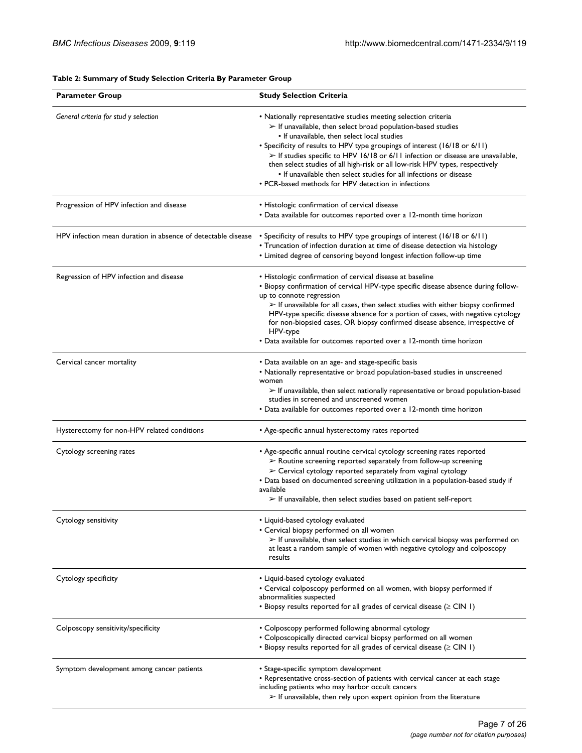**Table 2: Summary of Study Selection Criteria By Parameter Group**

| Parameter Group | Study Selection Criteria |
| --- | --- |
| *General criteria for stud y selection* | • Nationally representative studies meeting selection criteria<br>➢ If unavailable, then select broad population-based studies<br>▪ If unavailable, then select local studies<br>• Specificity of results to HPV type groupings of interest (16/18 or 6/11)<br>➢ If studies specific to HPV 16/18 or 6/11 infection or disease are unavailable, then select studies of all high-risk or all low-risk HPV types, respectively<br>▪ If unavailable then select studies for all infections or disease<br>• PCR-based methods for HPV detection in infections |
| Progression of HPV infection and disease | • Histologic confirmation of cervical disease<br>• Data available for outcomes reported over a 12-month time horizon |
| HPV infection mean duration in absence of detectable disease | • Specificity of results to HPV type groupings of interest (16/18 or 6/11)<br>• Truncation of infection duration at time of disease detection via histology<br>• Limited degree of censoring beyond longest infection follow-up time |
| Regression of HPV infection and disease | • Histologic confirmation of cervical disease at baseline<br>• Biopsy confirmation of cervical HPV-type specific disease absence during follow-up to connote regression<br>➢ If unavailable for all cases, then select studies with either biopsy confirmed HPV-type specific disease absence for a portion of cases, with negative cytology for non-biopsied cases, OR biopsy confirmed disease absence, irrespective of HPV-type<br>• Data available for outcomes reported over a 12-month time horizon |
| Cervical cancer mortality | • Data available on an age- and stage-specific basis<br>• Nationally representative or broad population-based studies in unscreened women<br>➢ If unavailable, then select nationally representative or broad population-based studies in screened and unscreened women<br>• Data available for outcomes reported over a 12-month time horizon |
| Hysterectomy for non-HPV related conditions | • Age-specific annual hysterectomy rates reported |
| Cytology screening rates | • Age-specific annual routine cervical cytology screening rates reported<br>➢ Routine screening reported separately from follow-up screening<br>➢ Cervical cytology reported separately from vaginal cytology<br>• Data based on documented screening utilization in a population-based study if available<br>➢ If unavailable, then select studies based on patient self-report |
| Cytology sensitivity | • Liquid-based cytology evaluated<br>• Cervical biopsy performed on all women<br>➢ If unavailable, then select studies in which cervical biopsy was performed on at least a random sample of women with negative cytology and colposcopy results |
| Cytology specificity | • Liquid-based cytology evaluated<br>• Cervical colposcopy performed on all women, with biopsy performed if abnormalities suspected<br>• Biopsy results reported for all grades of cervical disease (≥ CIN 1) |
| Colposcopy sensitivity/specificity | • Colposcopy performed following abnormal cytology<br>• Colposcopically directed cervical biopsy performed on all women<br>• Biopsy results reported for all grades of cervical disease (≥ CIN 1) |
| Symptom development among cancer patients | • Stage-specific symptom development<br>• Representative cross-section of patients with cervical cancer at each stage including patients who may harbor occult cancers<br>➢ If unavailable, then rely upon expert opinion from the literature |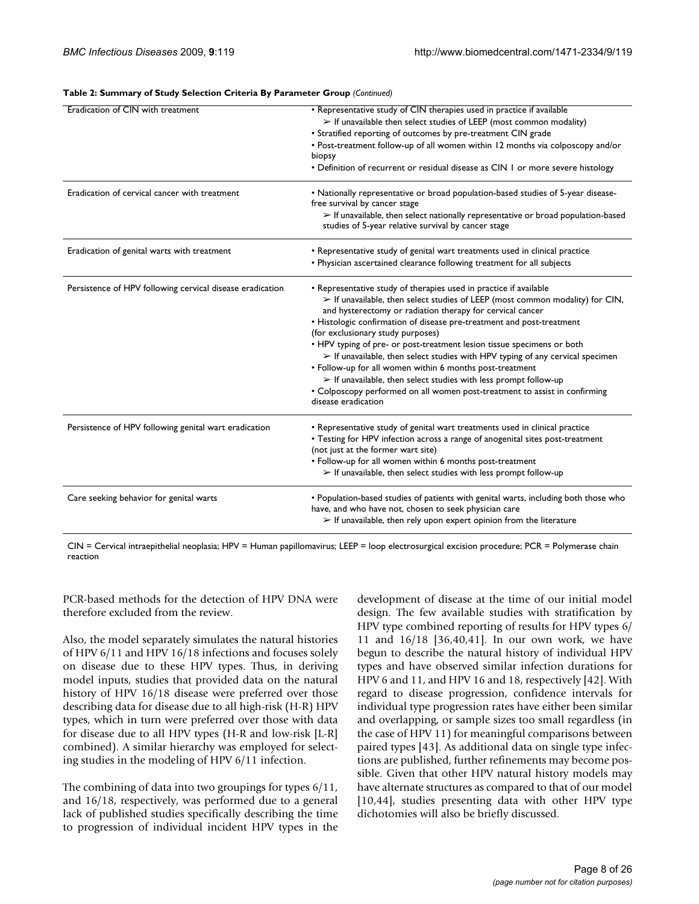**Table 2: Summary of Study Selection Criteria By Parameter Group** *(Continued)*

| | |
|---|---|
| Eradication of CIN with treatment | • Representative study of CIN therapies used in practice if available<br>➢ If unavailable then select studies of LEEP (most common modality)<br>• Stratified reporting of outcomes by pre-treatment CIN grade<br>• Post-treatment follow-up of all women within 12 months via colposcopy and/or biopsy<br>• Definition of recurrent or residual disease as CIN 1 or more severe histology |
| Eradication of cervical cancer with treatment | • Nationally representative or broad population-based studies of 5-year disease-free survival by cancer stage<br>➢ If unavailable, then select nationally representative or broad population-based studies of 5-year relative survival by cancer stage |
| Eradication of genital warts with treatment | • Representative study of genital wart treatments used in clinical practice<br>• Physician ascertained clearance following treatment for all subjects |
| Persistence of HPV following cervical disease eradication | • Representative study of therapies used in practice if available<br>➢ If unavailable, then select studies of LEEP (most common modality) for CIN, and hysterectomy or radiation therapy for cervical cancer<br>• Histologic confirmation of disease pre-treatment and post-treatment (for exclusionary study purposes)<br>• HPV typing of pre- or post-treatment lesion tissue specimens or both<br>➢ If unavailable, then select studies with HPV typing of any cervical specimen<br>• Follow-up for all women within 6 months post-treatment<br>➢ If unavailable, then select studies with less prompt follow-up<br>• Colposcopy performed on all women post-treatment to assist in confirming disease eradication |
| Persistence of HPV following genital wart eradication | • Representative study of genital wart treatments used in clinical practice<br>• Testing for HPV infection across a range of anogenital sites post-treatment (not just at the former wart site)<br>• Follow-up for all women within 6 months post-treatment<br>➢ If unavailable, then select studies with less prompt follow-up |
| Care seeking behavior for genital warts | • Population-based studies of patients with genital warts, including both those who have, and who have not, chosen to seek physician care<br>➢ If unavailable, then rely upon expert opinion from the literature |

CIN = Cervical intraepithelial neoplasia; HPV = Human papillomavirus; LEEP = loop electrosurgical excision procedure; PCR = Polymerase chain reaction

PCR-based methods for the detection of HPV DNA were therefore excluded from the review.

Also, the model separately simulates the natural histories of HPV 6/11 and HPV 16/18 infections and focuses solely on disease due to these HPV types. Thus, in deriving model inputs, studies that provided data on the natural history of HPV 16/18 disease were preferred over those describing data for disease due to all high-risk (H-R) HPV types, which in turn were preferred over those with data for disease due to all HPV types (H-R and low-risk [L-R] combined). A similar hierarchy was employed for selecting studies in the modeling of HPV 6/11 infection.

The combining of data into two groupings for types 6/11, and 16/18, respectively, was performed due to a general lack of published studies specifically describing the time to progression of individual incident HPV types in the development of disease at the time of our initial model design. The few available studies with stratification by HPV type combined reporting of results for HPV types 6/11 and 16/18 [36,40,41]. In our own work, we have begun to describe the natural history of individual HPV types and have observed similar infection durations for HPV 6 and 11, and HPV 16 and 18, respectively [42]. With regard to disease progression, confidence intervals for individual type progression rates have either been similar and overlapping, or sample sizes too small regardless (in the case of HPV 11) for meaningful comparisons between paired types [43]. As additional data on single type infections are published, further refinements may become possible. Given that other HPV natural history models may have alternate structures as compared to that of our model [10,44], studies presenting data with other HPV type dichotomies will also be briefly discussed.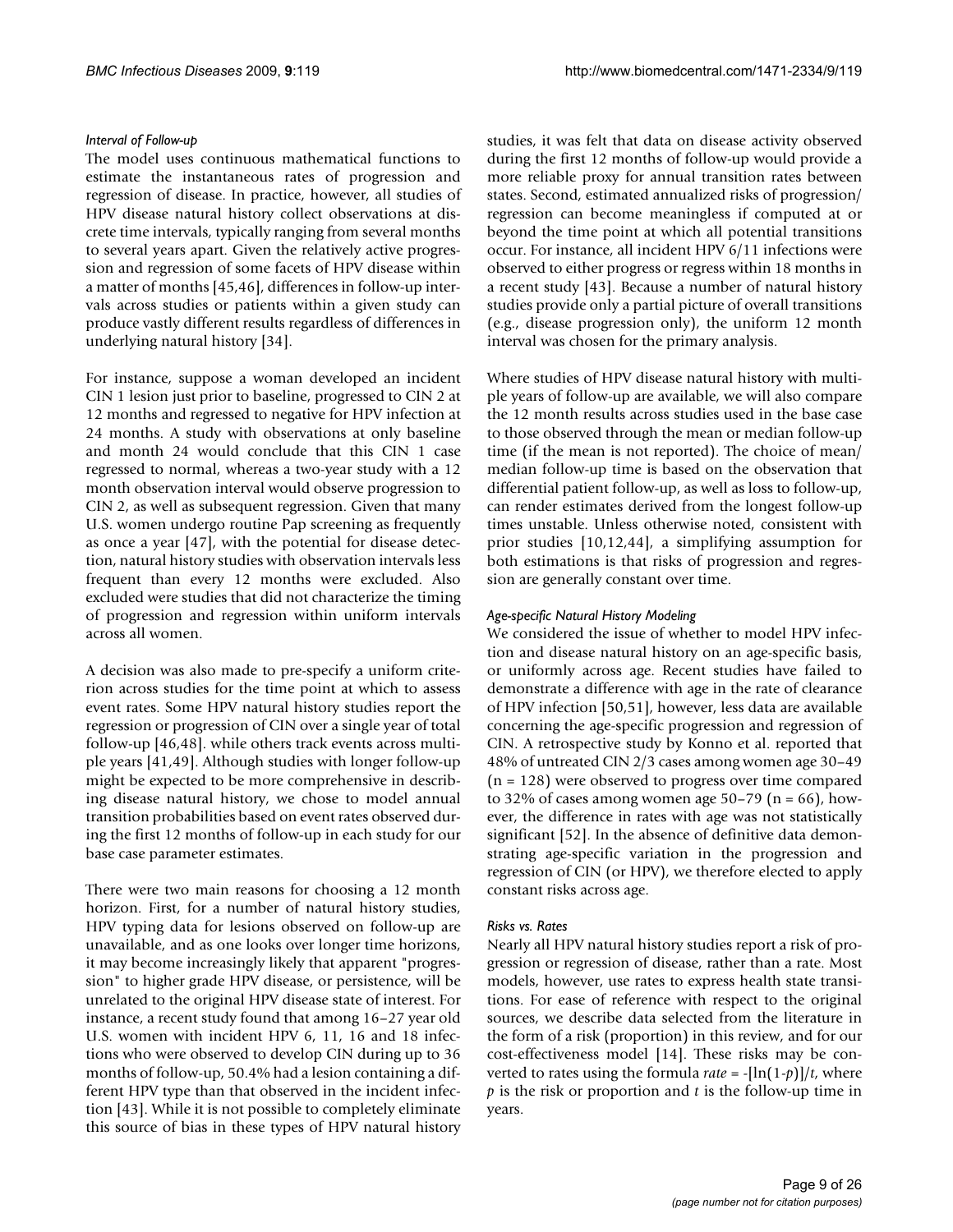### Interval of Follow-up

The model uses continuous mathematical functions to estimate the instantaneous rates of progression and regression of disease. In practice, however, all studies of HPV disease natural history collect observations at discrete time intervals, typically ranging from several months to several years apart. Given the relatively active progression and regression of some facets of HPV disease within a matter of months [45,46], differences in follow-up intervals across studies or patients within a given study can produce vastly different results regardless of differences in underlying natural history [34].

For instance, suppose a woman developed an incident CIN 1 lesion just prior to baseline, progressed to CIN 2 at 12 months and regressed to negative for HPV infection at 24 months. A study with observations at only baseline and month 24 would conclude that this CIN 1 case regressed to normal, whereas a two-year study with a 12 month observation interval would observe progression to CIN 2, as well as subsequent regression. Given that many U.S. women undergo routine Pap screening as frequently as once a year [47], with the potential for disease detection, natural history studies with observation intervals less frequent than every 12 months were excluded. Also excluded were studies that did not characterize the timing of progression and regression within uniform intervals across all women.

A decision was also made to pre-specify a uniform criterion across studies for the time point at which to assess event rates. Some HPV natural history studies report the regression or progression of CIN over a single year of total follow-up [46,48]. while others track events across multiple years [41,49]. Although studies with longer follow-up might be expected to be more comprehensive in describing disease natural history, we chose to model annual transition probabilities based on event rates observed during the first 12 months of follow-up in each study for our base case parameter estimates.

There were two main reasons for choosing a 12 month horizon. First, for a number of natural history studies, HPV typing data for lesions observed on follow-up are unavailable, and as one looks over longer time horizons, it may become increasingly likely that apparent "progression" to higher grade HPV disease, or persistence, will be unrelated to the original HPV disease state of interest. For instance, a recent study found that among 16–27 year old U.S. women with incident HPV 6, 11, 16 and 18 infections who were observed to develop CIN during up to 36 months of follow-up, 50.4% had a lesion containing a different HPV type than that observed in the incident infection [43]. While it is not possible to completely eliminate this source of bias in these types of HPV natural history studies, it was felt that data on disease activity observed during the first 12 months of follow-up would provide a more reliable proxy for annual transition rates between states. Second, estimated annualized risks of progression/regression can become meaningless if computed at or beyond the time point at which all potential transitions occur. For instance, all incident HPV 6/11 infections were observed to either progress or regress within 18 months in a recent study [43]. Because a number of natural history studies provide only a partial picture of overall transitions (e.g., disease progression only), the uniform 12 month interval was chosen for the primary analysis.

Where studies of HPV disease natural history with multiple years of follow-up are available, we will also compare the 12 month results across studies used in the base case to those observed through the mean or median follow-up time (if the mean is not reported). The choice of mean/median follow-up time is based on the observation that differential patient follow-up, as well as loss to follow-up, can render estimates derived from the longest follow-up times unstable. Unless otherwise noted, consistent with prior studies [10,12,44], a simplifying assumption for both estimations is that risks of progression and regression are generally constant over time.

### Age-specific Natural History Modeling

We considered the issue of whether to model HPV infection and disease natural history on an age-specific basis, or uniformly across age. Recent studies have failed to demonstrate a difference with age in the rate of clearance of HPV infection [50,51], however, less data are available concerning the age-specific progression and regression of CIN. A retrospective study by Konno et al. reported that 48% of untreated CIN 2/3 cases among women age 30–49 (n = 128) were observed to progress over time compared to 32% of cases among women age 50–79 (n = 66), however, the difference in rates with age was not statistically significant [52]. In the absence of definitive data demonstrating age-specific variation in the progression and regression of CIN (or HPV), we therefore elected to apply constant risks across age.

### Risks vs. Rates

Nearly all HPV natural history studies report a risk of progression or regression of disease, rather than a rate. Most models, however, use rates to express health state transitions. For ease of reference with respect to the original sources, we describe data selected from the literature in the form of a risk (proportion) in this review, and for our cost-effectiveness model [14]. These risks may be converted to rates using the formula $rate = -[\ln(1-p)]/t$, where $p$ is the risk or proportion and $t$ is the follow-up time in years.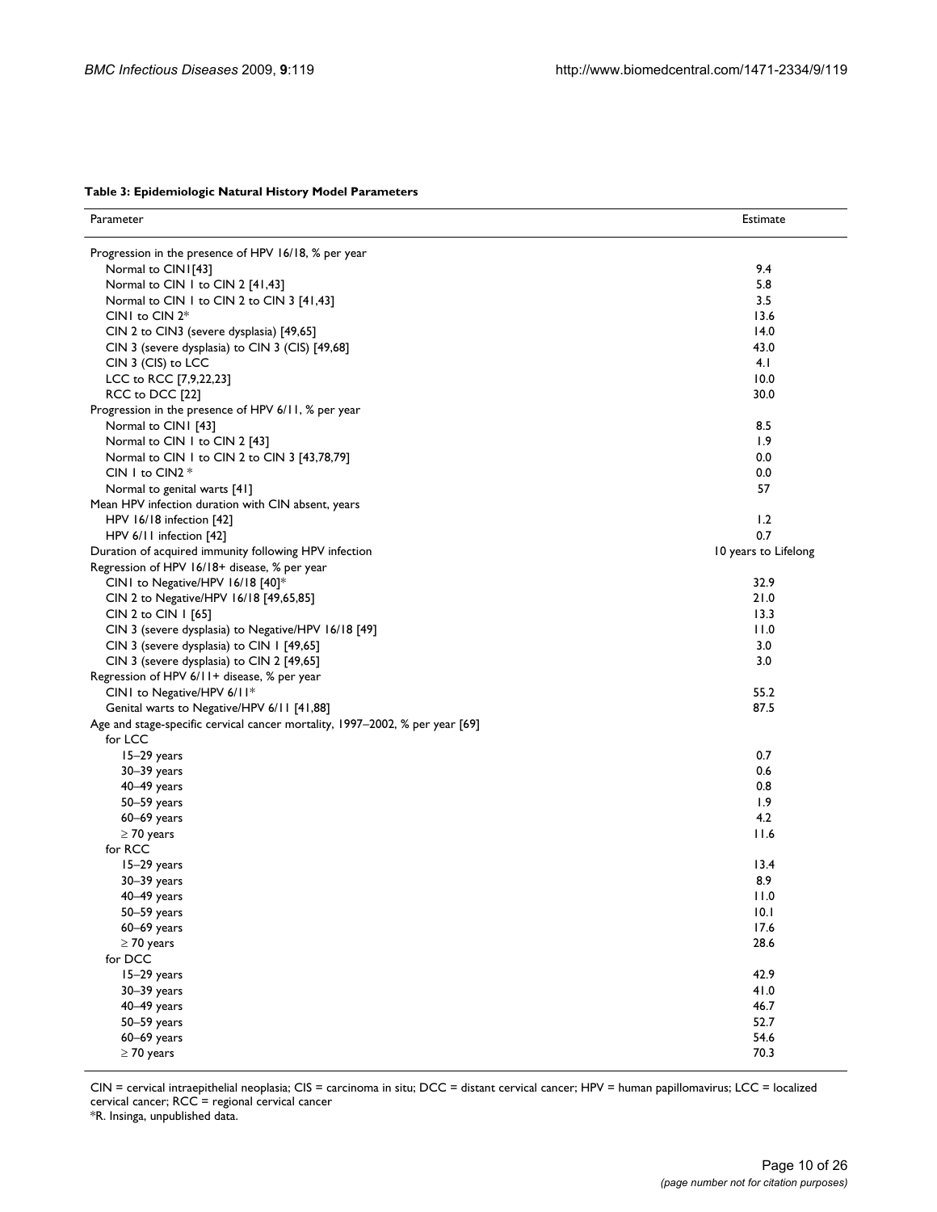**Table 3: Epidemiologic Natural History Model Parameters**

| Parameter | Estimate |
| --- | --- |
| Progression in the presence of HPV 16/18, % per year | |
| Normal to CIN1[43] | 9.4 |
| Normal to CIN 1 to CIN 2 [41,43] | 5.8 |
| Normal to CIN 1 to CIN 2 to CIN 3 [41,43] | 3.5 |
| CIN1 to CIN 2* | 13.6 |
| CIN 2 to CIN3 (severe dysplasia) [49,65] | 14.0 |
| CIN 3 (severe dysplasia) to CIN 3 (CIS) [49,68] | 43.0 |
| CIN 3 (CIS) to LCC | 4.1 |
| LCC to RCC [7,9,22,23] | 10.0 |
| RCC to DCC [22] | 30.0 |
| Progression in the presence of HPV 6/11, % per year | |
| Normal to CIN1 [43] | 8.5 |
| Normal to CIN 1 to CIN 2 [43] | 1.9 |
| Normal to CIN 1 to CIN 2 to CIN 3 [43,78,79] | 0.0 |
| CIN 1 to CIN2 * | 0.0 |
| Normal to genital warts [41] | 57 |
| Mean HPV infection duration with CIN absent, years | |
| HPV 16/18 infection [42] | 1.2 |
| HPV 6/11 infection [42] | 0.7 |
| Duration of acquired immunity following HPV infection | 10 years to Lifelong |
| Regression of HPV 16/18+ disease, % per year | |
| CIN1 to Negative/HPV 16/18 [40]* | 32.9 |
| CIN 2 to Negative/HPV 16/18 [49,65,85] | 21.0 |
| CIN 2 to CIN 1 [65] | 13.3 |
| CIN 3 (severe dysplasia) to Negative/HPV 16/18 [49] | 11.0 |
| CIN 3 (severe dysplasia) to CIN 1 [49,65] | 3.0 |
| CIN 3 (severe dysplasia) to CIN 2 [49,65] | 3.0 |
| Regression of HPV 6/11+ disease, % per year | |
| CIN1 to Negative/HPV 6/11* | 55.2 |
| Genital warts to Negative/HPV 6/11 [41,88] | 87.5 |
| Age and stage-specific cervical cancer mortality, 1997–2002, % per year [69] | |
| for LCC | |
| 15–29 years | 0.7 |
| 30–39 years | 0.6 |
| 40–49 years | 0.8 |
| 50–59 years | 1.9 |
| 60–69 years | 4.2 |
| ≥ 70 years | 11.6 |
| for RCC | |
| 15–29 years | 13.4 |
| 30–39 years | 8.9 |
| 40–49 years | 11.0 |
| 50–59 years | 10.1 |
| 60–69 years | 17.6 |
| ≥ 70 years | 28.6 |
| for DCC | |
| 15–29 years | 42.9 |
| 30–39 years | 41.0 |
| 40–49 years | 46.7 |
| 50–59 years | 52.7 |
| 60–69 years | 54.6 |
| ≥ 70 years | 70.3 |

CIN = cervical intraepithelial neoplasia; CIS = carcinoma in situ; DCC = distant cervical cancer; HPV = human papillomavirus; LCC = localized cervical cancer; RCC = regional cervical cancer

*R. Insinga, unpublished data.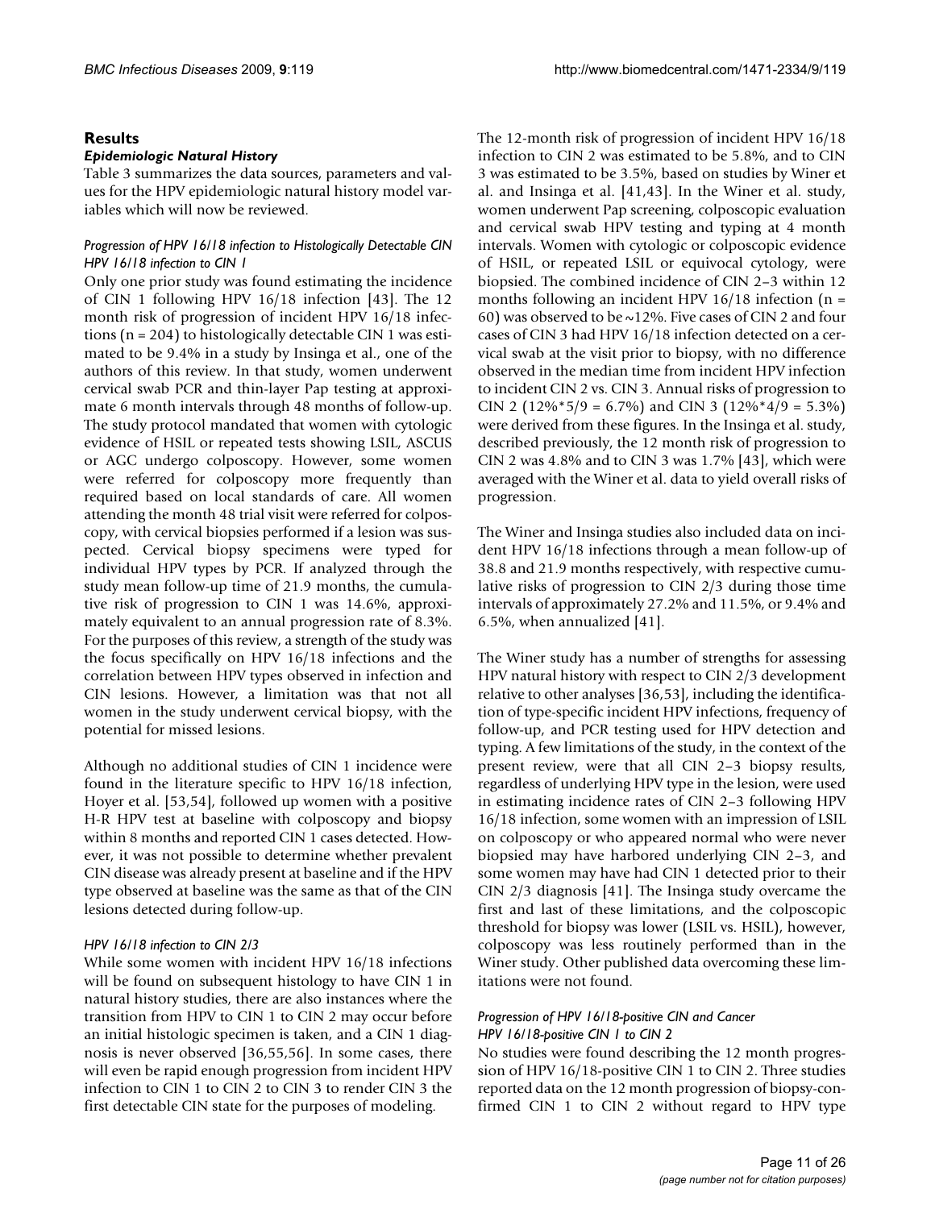## Results

### *Epidemiologic Natural History*

Table 3 summarizes the data sources, parameters and values for the HPV epidemiologic natural history model variables which will now be reviewed.

#### *Progression of HPV 16/18 infection to Histologically Detectable CIN*

##### *HPV 16/18 infection to CIN 1*

Only one prior study was found estimating the incidence of CIN 1 following HPV 16/18 infection [43]. The 12 month risk of progression of incident HPV 16/18 infections (n = 204) to histologically detectable CIN 1 was estimated to be 9.4% in a study by Insinga et al., one of the authors of this review. In that study, women underwent cervical swab PCR and thin-layer Pap testing at approximate 6 month intervals through 48 months of follow-up. The study protocol mandated that women with cytologic evidence of HSIL or repeated tests showing LSIL, ASCUS or AGC undergo colposcopy. However, some women were referred for colposcopy more frequently than required based on local standards of care. All women attending the month 48 trial visit were referred for colposcopy, with cervical biopsies performed if a lesion was suspected. Cervical biopsy specimens were typed for individual HPV types by PCR. If analyzed through the study mean follow-up time of 21.9 months, the cumulative risk of progression to CIN 1 was 14.6%, approximately equivalent to an annual progression rate of 8.3%. For the purposes of this review, a strength of the study was the focus specifically on HPV 16/18 infections and the correlation between HPV types observed in infection and CIN lesions. However, a limitation was that not all women in the study underwent cervical biopsy, with the potential for missed lesions.

Although no additional studies of CIN 1 incidence were found in the literature specific to HPV 16/18 infection, Hoyer et al. [53,54], followed up women with a positive H-R HPV test at baseline with colposcopy and biopsy within 8 months and reported CIN 1 cases detected. However, it was not possible to determine whether prevalent CIN disease was already present at baseline and if the HPV type observed at baseline was the same as that of the CIN lesions detected during follow-up.

##### *HPV 16/18 infection to CIN 2/3*

While some women with incident HPV 16/18 infections will be found on subsequent histology to have CIN 1 in natural history studies, there are also instances where the transition from HPV to CIN 1 to CIN 2 may occur before an initial histologic specimen is taken, and a CIN 1 diagnosis is never observed [36,55,56]. In some cases, there will even be rapid enough progression from incident HPV infection to CIN 1 to CIN 2 to CIN 3 to render CIN 3 the first detectable CIN state for the purposes of modeling.

The 12-month risk of progression of incident HPV 16/18 infection to CIN 2 was estimated to be 5.8%, and to CIN 3 was estimated to be 3.5%, based on studies by Winer et al. and Insinga et al. [41,43]. In the Winer et al. study, women underwent Pap screening, colposcopic evaluation and cervical swab HPV testing and typing at 4 month intervals. Women with cytologic or colposcopic evidence of HSIL, or repeated LSIL or equivocal cytology, were biopsied. The combined incidence of CIN 2–3 within 12 months following an incident HPV 16/18 infection (n = 60) was observed to be ~12%. Five cases of CIN 2 and four cases of CIN 3 had HPV 16/18 infection detected on a cervical swab at the visit prior to biopsy, with no difference observed in the median time from incident HPV infection to incident CIN 2 vs. CIN 3. Annual risks of progression to CIN 2 (12%*5/9 = 6.7%) and CIN 3 (12%*4/9 = 5.3%) were derived from these figures. In the Insinga et al. study, described previously, the 12 month risk of progression to CIN 2 was 4.8% and to CIN 3 was 1.7% [43], which were averaged with the Winer et al. data to yield overall risks of progression.

The Winer and Insinga studies also included data on incident HPV 16/18 infections through a mean follow-up of 38.8 and 21.9 months respectively, with respective cumulative risks of progression to CIN 2/3 during those time intervals of approximately 27.2% and 11.5%, or 9.4% and 6.5%, when annualized [41].

The Winer study has a number of strengths for assessing HPV natural history with respect to CIN 2/3 development relative to other analyses [36,53], including the identification of type-specific incident HPV infections, frequency of follow-up, and PCR testing used for HPV detection and typing. A few limitations of the study, in the context of the present review, were that all CIN 2–3 biopsy results, regardless of underlying HPV type in the lesion, were used in estimating incidence rates of CIN 2–3 following HPV 16/18 infection, some women with an impression of LSIL on colposcopy or who appeared normal who were never biopsied may have harbored underlying CIN 2–3, and some women may have had CIN 1 detected prior to their CIN 2/3 diagnosis [41]. The Insinga study overcame the first and last of these limitations, and the colposcopic threshold for biopsy was lower (LSIL vs. HSIL), however, colposcopy was less routinely performed than in the Winer study. Other published data overcoming these limitations were not found.

#### *Progression of HPV 16/18-positive CIN and Cancer*

##### *HPV 16/18-positive CIN 1 to CIN 2*

No studies were found describing the 12 month progression of HPV 16/18-positive CIN 1 to CIN 2. Three studies reported data on the 12 month progression of biopsy-confirmed CIN 1 to CIN 2 without regard to HPV type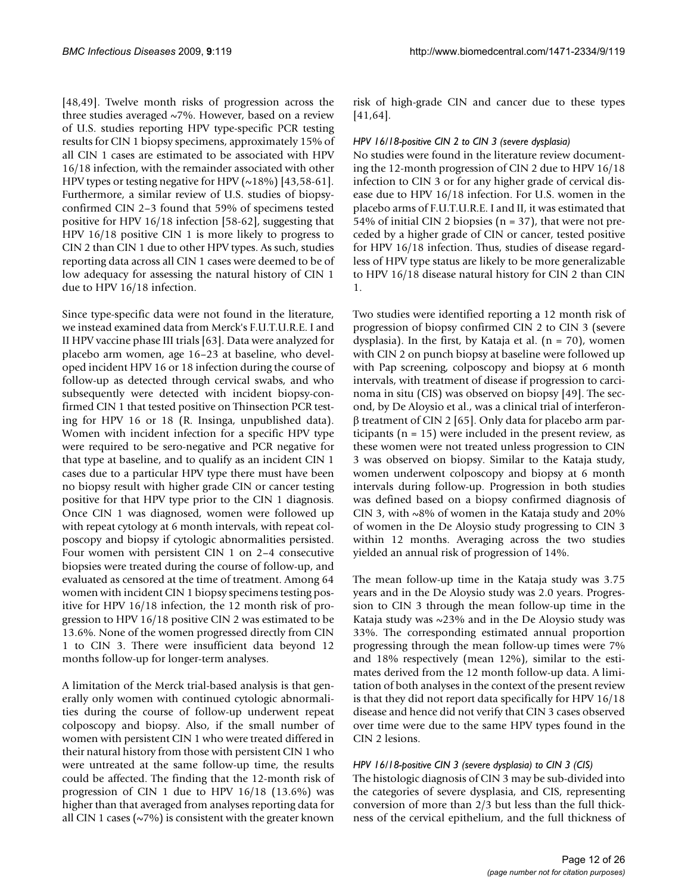[48,49]. Twelve month risks of progression across the three studies averaged ~7%. However, based on a review of U.S. studies reporting HPV type-specific PCR testing results for CIN 1 biopsy specimens, approximately 15% of all CIN 1 cases are estimated to be associated with HPV 16/18 infection, with the remainder associated with other HPV types or testing negative for HPV (~18%) [43,58-61]. Furthermore, a similar review of U.S. studies of biopsy-confirmed CIN 2–3 found that 59% of specimens tested positive for HPV 16/18 infection [58-62], suggesting that HPV 16/18 positive CIN 1 is more likely to progress to CIN 2 than CIN 1 due to other HPV types. As such, studies reporting data across all CIN 1 cases were deemed to be of low adequacy for assessing the natural history of CIN 1 due to HPV 16/18 infection.

Since type-specific data were not found in the literature, we instead examined data from Merck's F.U.T.U.R.E. I and II HPV vaccine phase III trials [63]. Data were analyzed for placebo arm women, age 16–23 at baseline, who developed incident HPV 16 or 18 infection during the course of follow-up as detected through cervical swabs, and who subsequently were detected with incident biopsy-confirmed CIN 1 that tested positive on Thinsection PCR testing for HPV 16 or 18 (R. Insinga, unpublished data). Women with incident infection for a specific HPV type were required to be sero-negative and PCR negative for that type at baseline, and to qualify as an incident CIN 1 cases due to a particular HPV type there must have been no biopsy result with higher grade CIN or cancer testing positive for that HPV type prior to the CIN 1 diagnosis. Once CIN 1 was diagnosed, women were followed up with repeat cytology at 6 month intervals, with repeat colposcopy and biopsy if cytologic abnormalities persisted. Four women with persistent CIN 1 on 2–4 consecutive biopsies were treated during the course of follow-up, and evaluated as censored at the time of treatment. Among 64 women with incident CIN 1 biopsy specimens testing positive for HPV 16/18 infection, the 12 month risk of progression to HPV 16/18 positive CIN 2 was estimated to be 13.6%. None of the women progressed directly from CIN 1 to CIN 3. There were insufficient data beyond 12 months follow-up for longer-term analyses.

A limitation of the Merck trial-based analysis is that generally only women with continued cytologic abnormalities during the course of follow-up underwent repeat colposcopy and biopsy. Also, if the small number of women with persistent CIN 1 who were treated differed in their natural history from those with persistent CIN 1 who were untreated at the same follow-up time, the results could be affected. The finding that the 12-month risk of progression of CIN 1 due to HPV 16/18 (13.6%) was higher than that averaged from analyses reporting data for all CIN 1 cases (~7%) is consistent with the greater known risk of high-grade CIN and cancer due to these types [41,64].

#### *HPV 16/18-positive CIN 2 to CIN 3 (severe dysplasia)*

No studies were found in the literature review documenting the 12-month progression of CIN 2 due to HPV 16/18 infection to CIN 3 or for any higher grade of cervical disease due to HPV 16/18 infection. For U.S. women in the placebo arms of F.U.T.U.R.E. I and II, it was estimated that 54% of initial CIN 2 biopsies (n = 37), that were not preceded by a higher grade of CIN or cancer, tested positive for HPV 16/18 infection. Thus, studies of disease regardless of HPV type status are likely to be more generalizable to HPV 16/18 disease natural history for CIN 2 than CIN 1.

Two studies were identified reporting a 12 month risk of progression of biopsy confirmed CIN 2 to CIN 3 (severe dysplasia). In the first, by Kataja et al. (n = 70), women with CIN 2 on punch biopsy at baseline were followed up with Pap screening, colposcopy and biopsy at 6 month intervals, with treatment of disease if progression to carcinoma in situ (CIS) was observed on biopsy [49]. The second, by De Aloysio et al., was a clinical trial of interferon-β treatment of CIN 2 [65]. Only data for placebo arm participants (n = 15) were included in the present review, as these women were not treated unless progression to CIN 3 was observed on biopsy. Similar to the Kataja study, women underwent colposcopy and biopsy at 6 month intervals during follow-up. Progression in both studies was defined based on a biopsy confirmed diagnosis of CIN 3, with ~8% of women in the Kataja study and 20% of women in the De Aloysio study progressing to CIN 3 within 12 months. Averaging across the two studies yielded an annual risk of progression of 14%.

The mean follow-up time in the Kataja study was 3.75 years and in the De Aloysio study was 2.0 years. Progression to CIN 3 through the mean follow-up time in the Kataja study was ~23% and in the De Aloysio study was 33%. The corresponding estimated annual proportion progressing through the mean follow-up times were 7% and 18% respectively (mean 12%), similar to the estimates derived from the 12 month follow-up data. A limitation of both analyses in the context of the present review is that they did not report data specifically for HPV 16/18 disease and hence did not verify that CIN 3 cases observed over time were due to the same HPV types found in the CIN 2 lesions.

#### *HPV 16/18-positive CIN 3 (severe dysplasia) to CIN 3 (CIS)*

The histologic diagnosis of CIN 3 may be sub-divided into the categories of severe dysplasia, and CIS, representing conversion of more than 2/3 but less than the full thickness of the cervical epithelium, and the full thickness of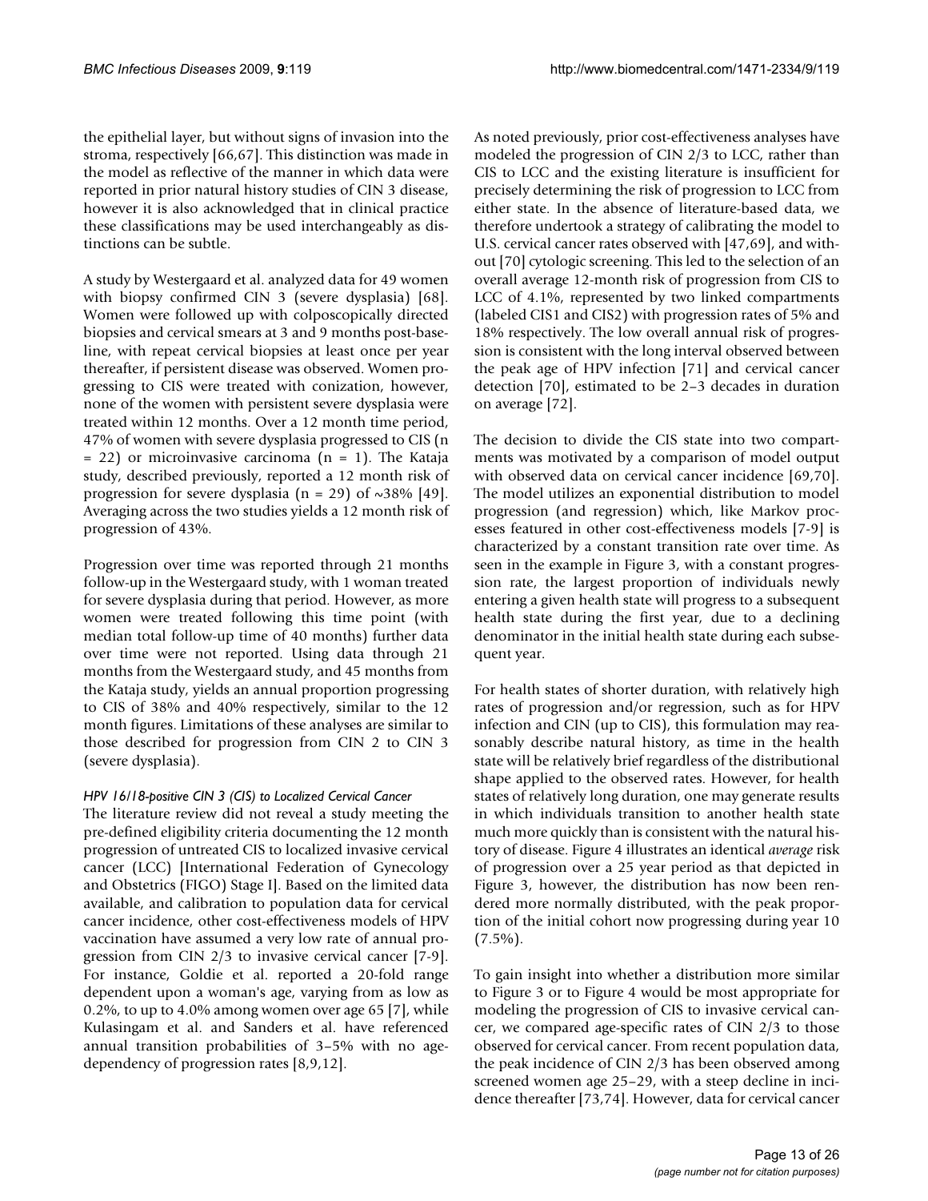the epithelial layer, but without signs of invasion into the stroma, respectively [66,67]. This distinction was made in the model as reflective of the manner in which data were reported in prior natural history studies of CIN 3 disease, however it is also acknowledged that in clinical practice these classifications may be used interchangeably as distinctions can be subtle.

A study by Westergaard et al. analyzed data for 49 women with biopsy confirmed CIN 3 (severe dysplasia) [68]. Women were followed up with colposcopically directed biopsies and cervical smears at 3 and 9 months post-baseline, with repeat cervical biopsies at least once per year thereafter, if persistent disease was observed. Women progressing to CIS were treated with conization, however, none of the women with persistent severe dysplasia were treated within 12 months. Over a 12 month time period, 47% of women with severe dysplasia progressed to CIS (n = 22) or microinvasive carcinoma (n = 1). The Kataja study, described previously, reported a 12 month risk of progression for severe dysplasia (n = 29) of ~38% [49]. Averaging across the two studies yields a 12 month risk of progression of 43%.

Progression over time was reported through 21 months follow-up in the Westergaard study, with 1 woman treated for severe dysplasia during that period. However, as more women were treated following this time point (with median total follow-up time of 40 months) further data over time were not reported. Using data through 21 months from the Westergaard study, and 45 months from the Kataja study, yields an annual proportion progressing to CIS of 38% and 40% respectively, similar to the 12 month figures. Limitations of these analyses are similar to those described for progression from CIN 2 to CIN 3 (severe dysplasia).

#### *HPV 16/18-positive CIN 3 (CIS) to Localized Cervical Cancer*

The literature review did not reveal a study meeting the pre-defined eligibility criteria documenting the 12 month progression of untreated CIS to localized invasive cervical cancer (LCC) [International Federation of Gynecology and Obstetrics (FIGO) Stage I]. Based on the limited data available, and calibration to population data for cervical cancer incidence, other cost-effectiveness models of HPV vaccination have assumed a very low rate of annual progression from CIN 2/3 to invasive cervical cancer [7-9]. For instance, Goldie et al. reported a 20-fold range dependent upon a woman's age, varying from as low as 0.2%, to up to 4.0% among women over age 65 [7], while Kulasingam et al. and Sanders et al. have referenced annual transition probabilities of 3–5% with no age-dependency of progression rates [8,9,12].

As noted previously, prior cost-effectiveness analyses have modeled the progression of CIN 2/3 to LCC, rather than CIS to LCC and the existing literature is insufficient for precisely determining the risk of progression to LCC from either state. In the absence of literature-based data, we therefore undertook a strategy of calibrating the model to U.S. cervical cancer rates observed with [47,69], and without [70] cytologic screening. This led to the selection of an overall average 12-month risk of progression from CIS to LCC of 4.1%, represented by two linked compartments (labeled CIS1 and CIS2) with progression rates of 5% and 18% respectively. The low overall annual risk of progression is consistent with the long interval observed between the peak age of HPV infection [71] and cervical cancer detection [70], estimated to be 2–3 decades in duration on average [72].

The decision to divide the CIS state into two compartments was motivated by a comparison of model output with observed data on cervical cancer incidence [69,70]. The model utilizes an exponential distribution to model progression (and regression) which, like Markov processes featured in other cost-effectiveness models [7-9] is characterized by a constant transition rate over time. As seen in the example in Figure 3, with a constant progression rate, the largest proportion of individuals newly entering a given health state will progress to a subsequent health state during the first year, due to a declining denominator in the initial health state during each subsequent year.

For health states of shorter duration, with relatively high rates of progression and/or regression, such as for HPV infection and CIN (up to CIS), this formulation may reasonably describe natural history, as time in the health state will be relatively brief regardless of the distributional shape applied to the observed rates. However, for health states of relatively long duration, one may generate results in which individuals transition to another health state much more quickly than is consistent with the natural history of disease. Figure 4 illustrates an identical *average* risk of progression over a 25 year period as that depicted in Figure 3, however, the distribution has now been rendered more normally distributed, with the peak proportion of the initial cohort now progressing during year 10 (7.5%).

To gain insight into whether a distribution more similar to Figure 3 or to Figure 4 would be most appropriate for modeling the progression of CIS to invasive cervical cancer, we compared age-specific rates of CIN 2/3 to those observed for cervical cancer. From recent population data, the peak incidence of CIN 2/3 has been observed among screened women age 25–29, with a steep decline in incidence thereafter [73,74]. However, data for cervical cancer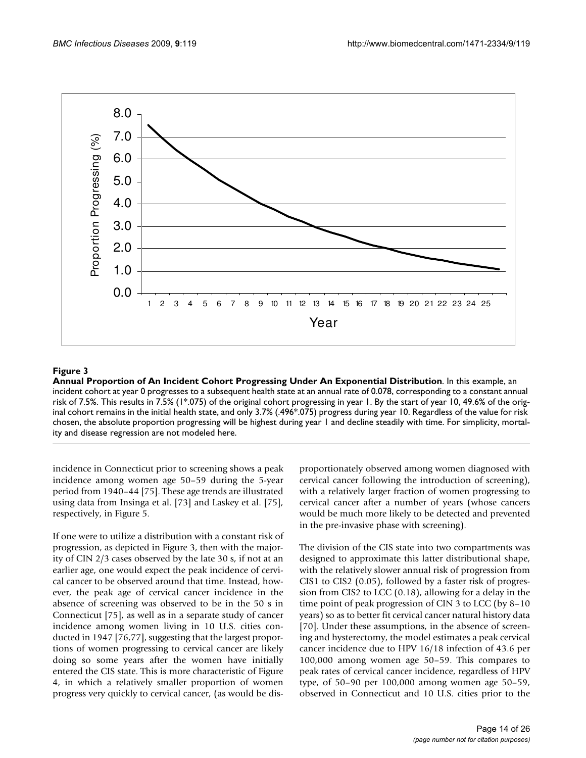**Figure 3**

**Annual Proportion of An Incident Cohort Progressing Under An Exponential Distribution**. In this example, an incident cohort at year 0 progresses to a subsequent health state at an annual rate of 0.078, corresponding to a constant annual risk of 7.5%. This results in 7.5% (1*.075) of the original cohort progressing in year 1. By the start of year 10, 49.6% of the original cohort remains in the initial health state, and only 3.7% (.496*.075) progress during year 10. Regardless of the value for risk chosen, the absolute proportion progressing will be highest during year 1 and decline steadily with time. For simplicity, mortality and disease regression are not modeled here.

incidence in Connecticut prior to screening shows a peak incidence among women age 50–59 during the 5-year period from 1940–44 [75]. These age trends are illustrated using data from Insinga et al. [73] and Laskey et al. [75], respectively, in Figure 5.

If one were to utilize a distribution with a constant risk of progression, as depicted in Figure 3, then with the majority of CIN 2/3 cases observed by the late 30 s, if not at an earlier age, one would expect the peak incidence of cervical cancer to be observed around that time. Instead, however, the peak age of cervical cancer incidence in the absence of screening was observed to be in the 50 s in Connecticut [75], as well as in a separate study of cancer incidence among women living in 10 U.S. cities conducted in 1947 [76,77], suggesting that the largest proportions of women progressing to cervical cancer are likely doing so some years after the women have initially entered the CIS state. This is more characteristic of Figure 4, in which a relatively smaller proportion of women progress very quickly to cervical cancer, (as would be disproportionately observed among women diagnosed with cervical cancer following the introduction of screening), with a relatively larger fraction of women progressing to cervical cancer after a number of years (whose cancers would be much more likely to be detected and prevented in the pre-invasive phase with screening).

The division of the CIS state into two compartments was designed to approximate this latter distributional shape, with the relatively slower annual risk of progression from CIS1 to CIS2 (0.05), followed by a faster risk of progression from CIS2 to LCC (0.18), allowing for a delay in the time point of peak progression of CIN 3 to LCC (by 8–10 years) so as to better fit cervical cancer natural history data [70]. Under these assumptions, in the absence of screening and hysterectomy, the model estimates a peak cervical cancer incidence due to HPV 16/18 infection of 43.6 per 100,000 among women age 50–59. This compares to peak rates of cervical cancer incidence, regardless of HPV type, of 50–90 per 100,000 among women age 50–59, observed in Connecticut and 10 U.S. cities prior to the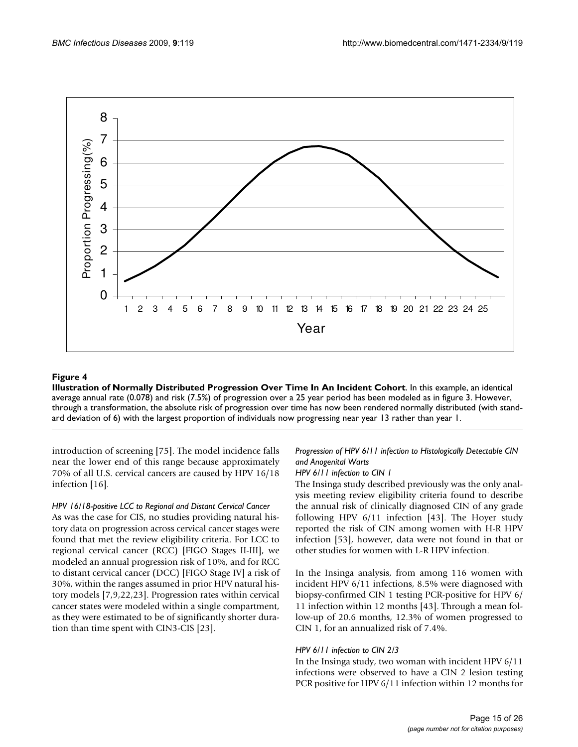**Figure 4**

**Illustration of Normally Distributed Progression Over Time In An Incident Cohort**. In this example, an identical average annual rate (0.078) and risk (7.5%) of progression over a 25 year period has been modeled as in figure 3. However, through a transformation, the absolute risk of progression over time has now been rendered normally distributed (with standard deviation of 6) with the largest proportion of individuals now progressing near year 13 rather than year 1.

introduction of screening [75]. The model incidence falls near the lower end of this range because approximately 70% of all U.S. cervical cancers are caused by HPV 16/18 infection [16].

*HPV 16/18-positive LCC to Regional and Distant Cervical Cancer*

As was the case for CIS, no studies providing natural history data on progression across cervical cancer stages were found that met the review eligibility criteria. For LCC to regional cervical cancer (RCC) [FIGO Stages II-III], we modeled an annual progression risk of 10%, and for RCC to distant cervical cancer (DCC) [FIGO Stage IV] a risk of 30%, within the ranges assumed in prior HPV natural history models [7,9,22,23]. Progression rates within cervical cancer states were modeled within a single compartment, as they were estimated to be of significantly shorter duration than time spent with CIN3-CIS [23].

*Progression of HPV 6/11 infection to Histologically Detectable CIN and Anogenital Warts*

*HPV 6/11 infection to CIN 1*

The Insinga study described previously was the only analysis meeting review eligibility criteria found to describe the annual risk of clinically diagnosed CIN of any grade following HPV 6/11 infection [43]. The Hoyer study reported the risk of CIN among women with H-R HPV infection [53], however, data were not found in that or other studies for women with L-R HPV infection.

In the Insinga analysis, from among 116 women with incident HPV 6/11 infections, 8.5% were diagnosed with biopsy-confirmed CIN 1 testing PCR-positive for HPV 6/11 infection within 12 months [43]. Through a mean follow-up of 20.6 months, 12.3% of women progressed to CIN 1, for an annualized risk of 7.4%.

*HPV 6/11 infection to CIN 2/3*

In the Insinga study, two woman with incident HPV 6/11 infections were observed to have a CIN 2 lesion testing PCR positive for HPV 6/11 infection within 12 months for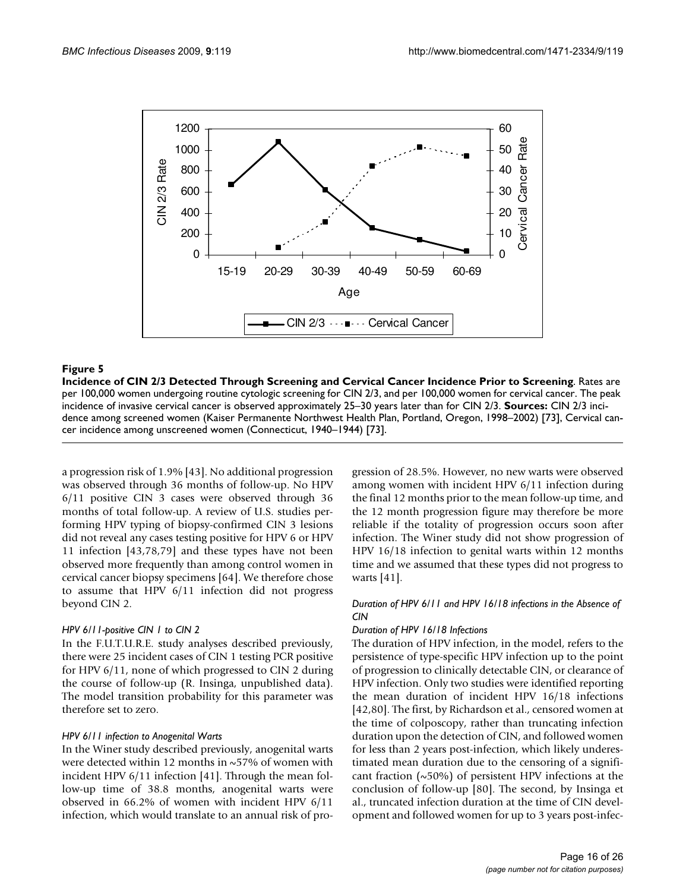**Figure 5**

**Incidence of CIN 2/3 Detected Through Screening and Cervical Cancer Incidence Prior to Screening**. Rates are per 100,000 women undergoing routine cytologic screening for CIN 2/3, and per 100,000 women for cervical cancer. The peak incidence of invasive cervical cancer is observed approximately 25–30 years later than for CIN 2/3. **Sources:** CIN 2/3 incidence among screened women (Kaiser Permanente Northwest Health Plan, Portland, Oregon, 1998–2002) [73], Cervical cancer incidence among unscreened women (Connecticut, 1940–1944) [73].

a progression risk of 1.9% [43]. No additional progression was observed through 36 months of follow-up. No HPV 6/11 positive CIN 3 cases were observed through 36 months of total follow-up. A review of U.S. studies performing HPV typing of biopsy-confirmed CIN 3 lesions did not reveal any cases testing positive for HPV 6 or HPV 11 infection [43,78,79] and these types have not been observed more frequently than among control women in cervical cancer biopsy specimens [64]. We therefore chose to assume that HPV 6/11 infection did not progress beyond CIN 2.

*HPV 6/11-positive CIN 1 to CIN 2*

In the F.U.T.U.R.E. study analyses described previously, there were 25 incident cases of CIN 1 testing PCR positive for HPV 6/11, none of which progressed to CIN 2 during the course of follow-up (R. Insinga, unpublished data). The model transition probability for this parameter was therefore set to zero.

*HPV 6/11 infection to Anogenital Warts*

In the Winer study described previously, anogenital warts were detected within 12 months in ~57% of women with incident HPV 6/11 infection [41]. Through the mean follow-up time of 38.8 months, anogenital warts were observed in 66.2% of women with incident HPV 6/11 infection, which would translate to an annual risk of progression of 28.5%. However, no new warts were observed among women with incident HPV 6/11 infection during the final 12 months prior to the mean follow-up time, and the 12 month progression figure may therefore be more reliable if the totality of progression occurs soon after infection. The Winer study did not show progression of HPV 16/18 infection to genital warts within 12 months time and we assumed that these types did not progress to warts [41].

*Duration of HPV 6/11 and HPV 16/18 infections in the Absence of CIN*

*Duration of HPV 16/18 Infections*

The duration of HPV infection, in the model, refers to the persistence of type-specific HPV infection up to the point of progression to clinically detectable CIN, or clearance of HPV infection. Only two studies were identified reporting the mean duration of incident HPV 16/18 infections [42,80]. The first, by Richardson et al., censored women at the time of colposcopy, rather than truncating infection duration upon the detection of CIN, and followed women for less than 2 years post-infection, which likely underestimated mean duration due to the censoring of a significant fraction (~50%) of persistent HPV infections at the conclusion of follow-up [80]. The second, by Insinga et al., truncated infection duration at the time of CIN development and followed women for up to 3 years post-infec-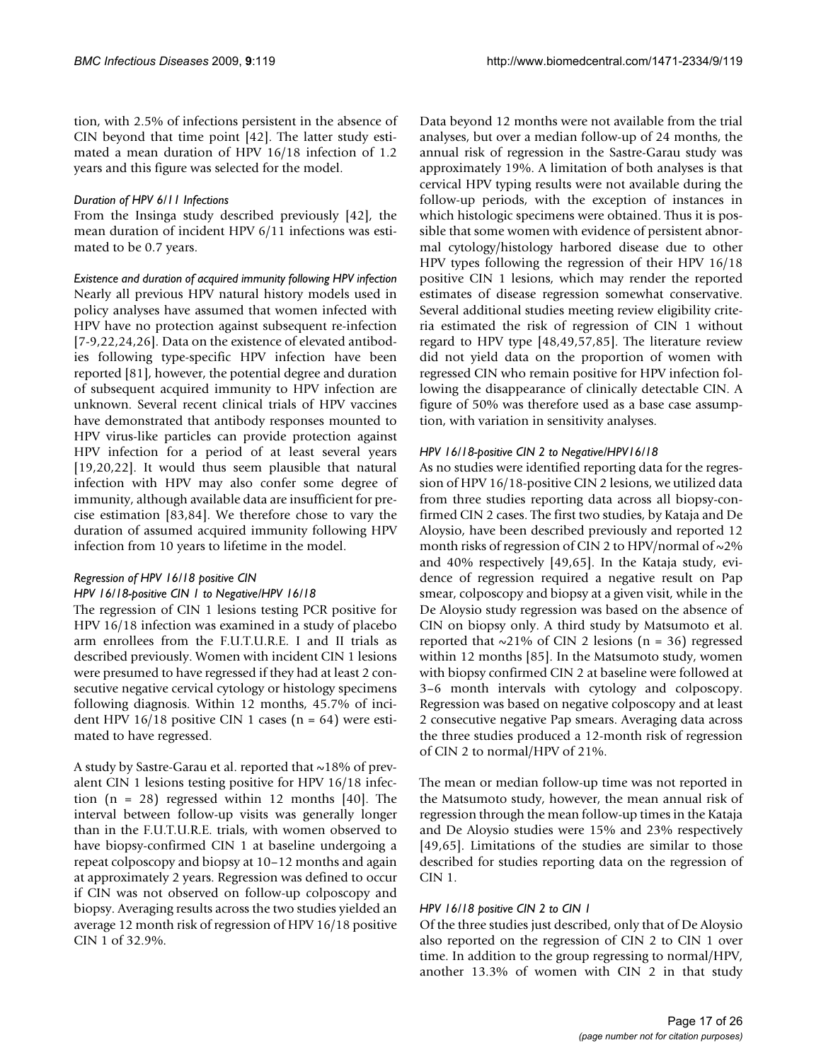tion, with 2.5% of infections persistent in the absence of CIN beyond that time point [42]. The latter study estimated a mean duration of HPV 16/18 infection of 1.2 years and this figure was selected for the model.

*Duration of HPV 6/11 Infections*

From the Insinga study described previously [42], the mean duration of incident HPV 6/11 infections was estimated to be 0.7 years.

*Existence and duration of acquired immunity following HPV infection*

Nearly all previous HPV natural history models used in policy analyses have assumed that women infected with HPV have no protection against subsequent re-infection [7-9,22,24,26]. Data on the existence of elevated antibodies following type-specific HPV infection have been reported [81], however, the potential degree and duration of subsequent acquired immunity to HPV infection are unknown. Several recent clinical trials of HPV vaccines have demonstrated that antibody responses mounted to HPV virus-like particles can provide protection against HPV infection for a period of at least several years [19,20,22]. It would thus seem plausible that natural infection with HPV may also confer some degree of immunity, although available data are insufficient for precise estimation [83,84]. We therefore chose to vary the duration of assumed acquired immunity following HPV infection from 10 years to lifetime in the model.

*Regression of HPV 16/18 positive CIN*

*HPV 16/18-positive CIN 1 to Negative/HPV 16/18*

The regression of CIN 1 lesions testing PCR positive for HPV 16/18 infection was examined in a study of placebo arm enrollees from the F.U.T.U.R.E. I and II trials as described previously. Women with incident CIN 1 lesions were presumed to have regressed if they had at least 2 consecutive negative cervical cytology or histology specimens following diagnosis. Within 12 months, 45.7% of incident HPV 16/18 positive CIN 1 cases (n = 64) were estimated to have regressed.

A study by Sastre-Garau et al. reported that ~18% of prevalent CIN 1 lesions testing positive for HPV 16/18 infection (n = 28) regressed within 12 months [40]. The interval between follow-up visits was generally longer than in the F.U.T.U.R.E. trials, with women observed to have biopsy-confirmed CIN 1 at baseline undergoing a repeat colposcopy and biopsy at 10–12 months and again at approximately 2 years. Regression was defined to occur if CIN was not observed on follow-up colposcopy and biopsy. Averaging results across the two studies yielded an average 12 month risk of regression of HPV 16/18 positive CIN 1 of 32.9%.

Data beyond 12 months were not available from the trial analyses, but over a median follow-up of 24 months, the annual risk of regression in the Sastre-Garau study was approximately 19%. A limitation of both analyses is that cervical HPV typing results were not available during the follow-up periods, with the exception of instances in which histologic specimens were obtained. Thus it is possible that some women with evidence of persistent abnormal cytology/histology harbored disease due to other HPV types following the regression of their HPV 16/18 positive CIN 1 lesions, which may render the reported estimates of disease regression somewhat conservative. Several additional studies meeting review eligibility criteria estimated the risk of regression of CIN 1 without regard to HPV type [48,49,57,85]. The literature review did not yield data on the proportion of women with regressed CIN who remain positive for HPV infection following the disappearance of clinically detectable CIN. A figure of 50% was therefore used as a base case assumption, with variation in sensitivity analyses.

*HPV 16/18-positive CIN 2 to Negative/HPV16/18*

As no studies were identified reporting data for the regression of HPV 16/18-positive CIN 2 lesions, we utilized data from three studies reporting data across all biopsy-confirmed CIN 2 cases. The first two studies, by Kataja and De Aloysio, have been described previously and reported 12 month risks of regression of CIN 2 to HPV/normal of ~2% and 40% respectively [49,65]. In the Kataja study, evidence of regression required a negative result on Pap smear, colposcopy and biopsy at a given visit, while in the De Aloysio study regression was based on the absence of CIN on biopsy only. A third study by Matsumoto et al. reported that ~21% of CIN 2 lesions (n = 36) regressed within 12 months [85]. In the Matsumoto study, women with biopsy confirmed CIN 2 at baseline were followed at 3–6 month intervals with cytology and colposcopy. Regression was based on negative colposcopy and at least 2 consecutive negative Pap smears. Averaging data across the three studies produced a 12-month risk of regression of CIN 2 to normal/HPV of 21%.

The mean or median follow-up time was not reported in the Matsumoto study, however, the mean annual risk of regression through the mean follow-up times in the Kataja and De Aloysio studies were 15% and 23% respectively [49,65]. Limitations of the studies are similar to those described for studies reporting data on the regression of CIN 1.

*HPV 16/18 positive CIN 2 to CIN 1*

Of the three studies just described, only that of De Aloysio also reported on the regression of CIN 2 to CIN 1 over time. In addition to the group regressing to normal/HPV, another 13.3% of women with CIN 2 in that study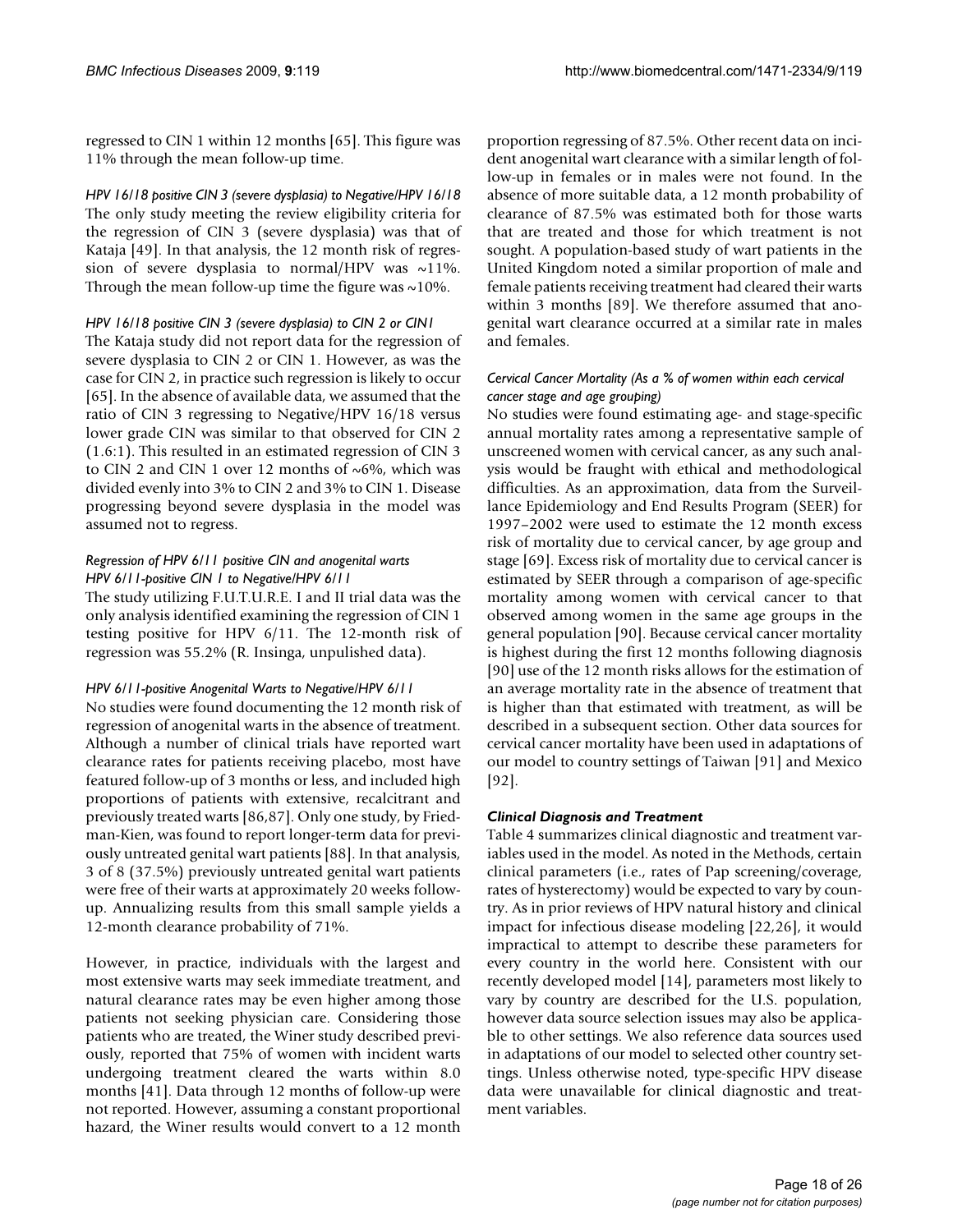regressed to CIN 1 within 12 months [65]. This figure was 11% through the mean follow-up time.

*HPV 16/18 positive CIN 3 (severe dysplasia) to Negative/HPV 16/18*

The only study meeting the review eligibility criteria for the regression of CIN 3 (severe dysplasia) was that of Kataja [49]. In that analysis, the 12 month risk of regression of severe dysplasia to normal/HPV was ~11%. Through the mean follow-up time the figure was ~10%.

*HPV 16/18 positive CIN 3 (severe dysplasia) to CIN 2 or CIN1*

The Kataja study did not report data for the regression of severe dysplasia to CIN 2 or CIN 1. However, as was the case for CIN 2, in practice such regression is likely to occur [65]. In the absence of available data, we assumed that the ratio of CIN 3 regressing to Negative/HPV 16/18 versus lower grade CIN was similar to that observed for CIN 2 (1.6:1). This resulted in an estimated regression of CIN 3 to CIN 2 and CIN 1 over 12 months of ~6%, which was divided evenly into 3% to CIN 2 and 3% to CIN 1. Disease progressing beyond severe dysplasia in the model was assumed not to regress.

*Regression of HPV 6/11 positive CIN and anogenital warts*

*HPV 6/11-positive CIN 1 to Negative/HPV 6/11*

The study utilizing F.U.T.U.R.E. I and II trial data was the only analysis identified examining the regression of CIN 1 testing positive for HPV 6/11. The 12-month risk of regression was 55.2% (R. Insinga, unpulished data).

*HPV 6/11-positive Anogenital Warts to Negative/HPV 6/11*

No studies were found documenting the 12 month risk of regression of anogenital warts in the absence of treatment. Although a number of clinical trials have reported wart clearance rates for patients receiving placebo, most have featured follow-up of 3 months or less, and included high proportions of patients with extensive, recalcitrant and previously treated warts [86,87]. Only one study, by Friedman-Kien, was found to report longer-term data for previously untreated genital wart patients [88]. In that analysis, 3 of 8 (37.5%) previously untreated genital wart patients were free of their warts at approximately 20 weeks follow-up. Annualizing results from this small sample yields a 12-month clearance probability of 71%.

However, in practice, individuals with the largest and most extensive warts may seek immediate treatment, and natural clearance rates may be even higher among those patients not seeking physician care. Considering those patients who are treated, the Winer study described previously, reported that 75% of women with incident warts undergoing treatment cleared the warts within 8.0 months [41]. Data through 12 months of follow-up were not reported. However, assuming a constant proportional hazard, the Winer results would convert to a 12 month proportion regressing of 87.5%. Other recent data on incident anogenital wart clearance with a similar length of follow-up in females or in males were not found. In the absence of more suitable data, a 12 month probability of clearance of 87.5% was estimated both for those warts that are treated and those for which treatment is not sought. A population-based study of wart patients in the United Kingdom noted a similar proportion of male and female patients receiving treatment had cleared their warts within 3 months [89]. We therefore assumed that anogenital wart clearance occurred at a similar rate in males and females.

*Cervical Cancer Mortality (As a % of women within each cervical cancer stage and age grouping)*

No studies were found estimating age- and stage-specific annual mortality rates among a representative sample of unscreened women with cervical cancer, as any such analysis would be fraught with ethical and methodological difficulties. As an approximation, data from the Surveillance Epidemiology and End Results Program (SEER) for 1997–2002 were used to estimate the 12 month excess risk of mortality due to cervical cancer, by age group and stage [69]. Excess risk of mortality due to cervical cancer is estimated by SEER through a comparison of age-specific mortality among women with cervical cancer to that observed among women in the same age groups in the general population [90]. Because cervical cancer mortality is highest during the first 12 months following diagnosis [90] use of the 12 month risks allows for the estimation of an average mortality rate in the absence of treatment that is higher than that estimated with treatment, as will be described in a subsequent section. Other data sources for cervical cancer mortality have been used in adaptations of our model to country settings of Taiwan [91] and Mexico [92].

### Clinical Diagnosis and Treatment

Table 4 summarizes clinical diagnostic and treatment variables used in the model. As noted in the Methods, certain clinical parameters (i.e., rates of Pap screening/coverage, rates of hysterectomy) would be expected to vary by country. As in prior reviews of HPV natural history and clinical impact for infectious disease modeling [22,26], it would impractical to attempt to describe these parameters for every country in the world here. Consistent with our recently developed model [14], parameters most likely to vary by country are described for the U.S. population, however data source selection issues may also be applicable to other settings. We also reference data sources used in adaptations of our model to selected other country settings. Unless otherwise noted, type-specific HPV disease data were unavailable for clinical diagnostic and treatment variables.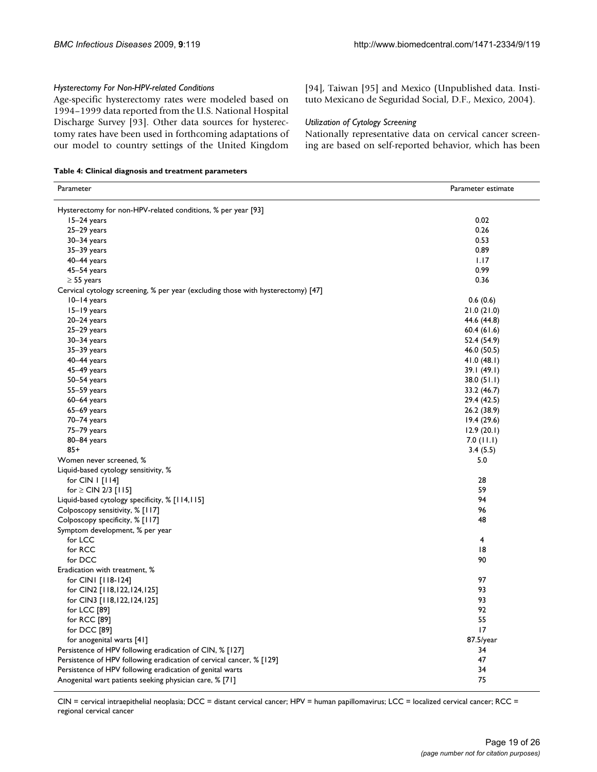#### *Hysterectomy For Non-HPV-related Conditions*

Age-specific hysterectomy rates were modeled based on 1994–1999 data reported from the U.S. National Hospital Discharge Survey [93]. Other data sources for hysterectomy rates have been used in forthcoming adaptations of our model to country settings of the United Kingdom [94], Taiwan [95] and Mexico (Unpublished data. Instituto Mexicano de Seguridad Social, D.F., Mexico, 2004).

#### *Utilization of Cytology Screening*

Nationally representative data on cervical cancer screening are based on self-reported behavior, which has been

**Table 4: Clinical diagnosis and treatment parameters**

| Parameter | Parameter estimate |
|---|---|
| Hysterectomy for non-HPV-related conditions, % per year [93] | |
| 15–24 years | 0.02 |
| 25–29 years | 0.26 |
| 30–34 years | 0.53 |
| 35–39 years | 0.89 |
| 40–44 years | 1.17 |
| 45–54 years | 0.99 |
| ≥ 55 years | 0.36 |
| Cervical cytology screening, % per year (excluding those with hysterectomy) [47] | |
| 10–14 years | 0.6 (0.6) |
| 15–19 years | 21.0 (21.0) |
| 20–24 years | 44.6 (44.8) |
| 25–29 years | 60.4 (61.6) |
| 30–34 years | 52.4 (54.9) |
| 35–39 years | 46.0 (50.5) |
| 40–44 years | 41.0 (48.1) |
| 45–49 years | 39.1 (49.1) |
| 50–54 years | 38.0 (51.1) |
| 55–59 years | 33.2 (46.7) |
| 60–64 years | 29.4 (42.5) |
| 65–69 years | 26.2 (38.9) |
| 70–74 years | 19.4 (29.6) |
| 75–79 years | 12.9 (20.1) |
| 80–84 years | 7.0 (11.1) |
| 85+ | 3.4 (5.5) |
| Women never screened, % | 5.0 |
| Liquid-based cytology sensitivity, % | |
| for CIN 1 [114] | 28 |
| for ≥ CIN 2/3 [115] | 59 |
| Liquid-based cytology specificity, % [114,115] | 94 |
| Colposcopy sensitivity, % [117] | 96 |
| Colposcopy specificity, % [117] | 48 |
| Symptom development, % per year | |
| for LCC | 4 |
| for RCC | 18 |
| for DCC | 90 |
| Eradication with treatment, % | |
| for CIN1 [118-124] | 97 |
| for CIN2 [118,122,124,125] | 93 |
| for CIN3 [118,122,124,125] | 93 |
| for LCC [89] | 92 |
| for RCC [89] | 55 |
| for DCC [89] | 17 |
| for anogenital warts [41] | 87.5/year |
| Persistence of HPV following eradication of CIN, % [127] | 34 |
| Persistence of HPV following eradication of cervical cancer, % [129] | 47 |
| Persistence of HPV following eradication of genital warts | 34 |
| Anogenital wart patients seeking physician care, % [71] | 75 |

CIN = cervical intraepithelial neoplasia; DCC = distant cervical cancer; HPV = human papillomavirus; LCC = localized cervical cancer; RCC = regional cervical cancer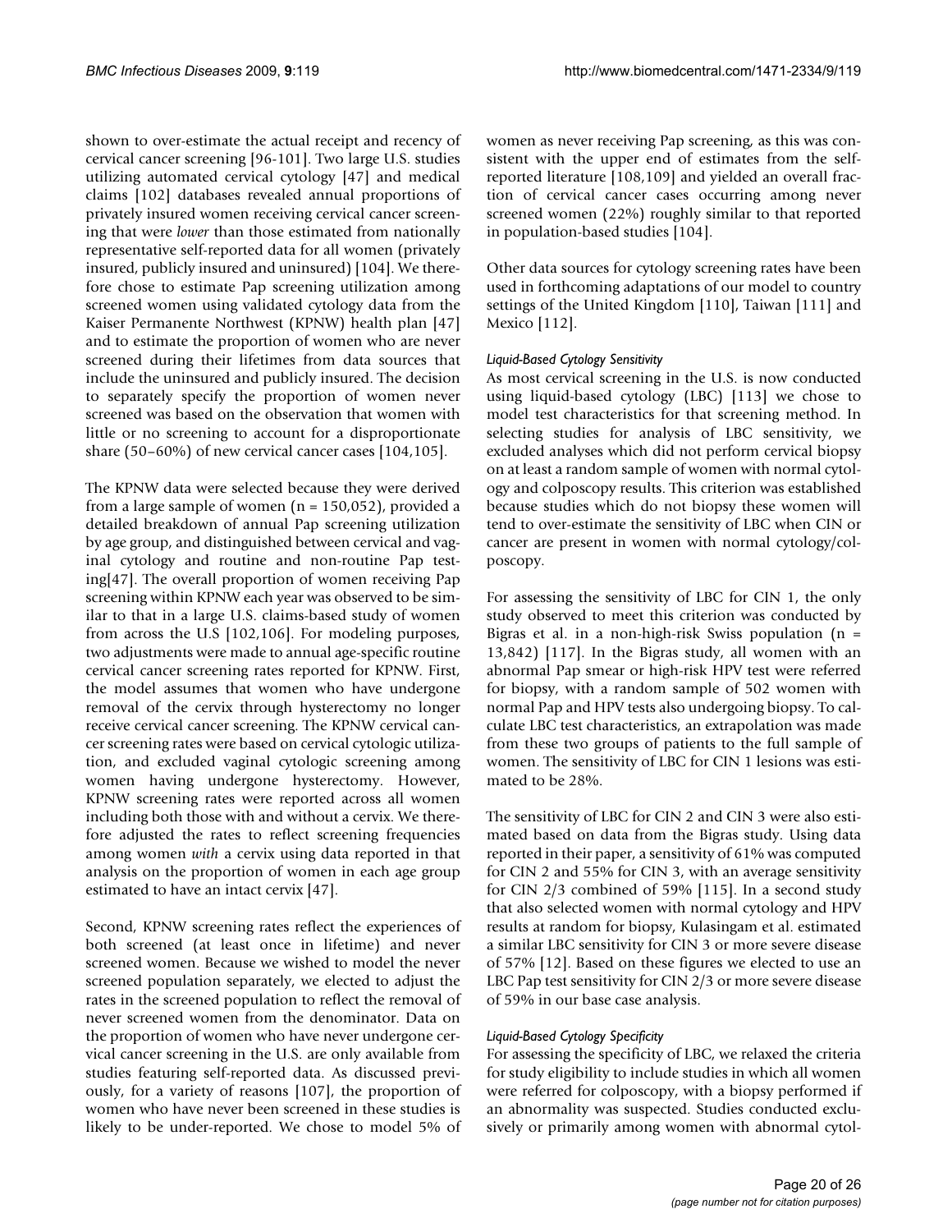shown to over-estimate the actual receipt and recency of cervical cancer screening [96-101]. Two large U.S. studies utilizing automated cervical cytology [47] and medical claims [102] databases revealed annual proportions of privately insured women receiving cervical cancer screening that were *lower* than those estimated from nationally representative self-reported data for all women (privately insured, publicly insured and uninsured) [104]. We therefore chose to estimate Pap screening utilization among screened women using validated cytology data from the Kaiser Permanente Northwest (KPNW) health plan [47] and to estimate the proportion of women who are never screened during their lifetimes from data sources that include the uninsured and publicly insured. The decision to separately specify the proportion of women never screened was based on the observation that women with little or no screening to account for a disproportionate share (50–60%) of new cervical cancer cases [104,105].

The KPNW data were selected because they were derived from a large sample of women (n = 150,052), provided a detailed breakdown of annual Pap screening utilization by age group, and distinguished between cervical and vaginal cytology and routine and non-routine Pap testing[47]. The overall proportion of women receiving Pap screening within KPNW each year was observed to be similar to that in a large U.S. claims-based study of women from across the U.S [102,106]. For modeling purposes, two adjustments were made to annual age-specific routine cervical cancer screening rates reported for KPNW. First, the model assumes that women who have undergone removal of the cervix through hysterectomy no longer receive cervical cancer screening. The KPNW cervical cancer screening rates were based on cervical cytologic utilization, and excluded vaginal cytologic screening among women having undergone hysterectomy. However, KPNW screening rates were reported across all women including both those with and without a cervix. We therefore adjusted the rates to reflect screening frequencies among women *with* a cervix using data reported in that analysis on the proportion of women in each age group estimated to have an intact cervix [47].

Second, KPNW screening rates reflect the experiences of both screened (at least once in lifetime) and never screened women. Because we wished to model the never screened population separately, we elected to adjust the rates in the screened population to reflect the removal of never screened women from the denominator. Data on the proportion of women who have never undergone cervical cancer screening in the U.S. are only available from studies featuring self-reported data. As discussed previously, for a variety of reasons [107], the proportion of women who have never been screened in these studies is likely to be under-reported. We chose to model 5% of women as never receiving Pap screening, as this was consistent with the upper end of estimates from the self-reported literature [108,109] and yielded an overall fraction of cervical cancer cases occurring among never screened women (22%) roughly similar to that reported in population-based studies [104].

Other data sources for cytology screening rates have been used in forthcoming adaptations of our model to country settings of the United Kingdom [110], Taiwan [111] and Mexico [112].

#### *Liquid-Based Cytology Sensitivity*

As most cervical screening in the U.S. is now conducted using liquid-based cytology (LBC) [113] we chose to model test characteristics for that screening method. In selecting studies for analysis of LBC sensitivity, we excluded analyses which did not perform cervical biopsy on at least a random sample of women with normal cytology and colposcopy results. This criterion was established because studies which do not biopsy these women will tend to over-estimate the sensitivity of LBC when CIN or cancer are present in women with normal cytology/colposcopy.

For assessing the sensitivity of LBC for CIN 1, the only study observed to meet this criterion was conducted by Bigras et al. in a non-high-risk Swiss population (n = 13,842) [117]. In the Bigras study, all women with an abnormal Pap smear or high-risk HPV test were referred for biopsy, with a random sample of 502 women with normal Pap and HPV tests also undergoing biopsy. To calculate LBC test characteristics, an extrapolation was made from these two groups of patients to the full sample of women. The sensitivity of LBC for CIN 1 lesions was estimated to be 28%.

The sensitivity of LBC for CIN 2 and CIN 3 were also estimated based on data from the Bigras study. Using data reported in their paper, a sensitivity of 61% was computed for CIN 2 and 55% for CIN 3, with an average sensitivity for CIN 2/3 combined of 59% [115]. In a second study that also selected women with normal cytology and HPV results at random for biopsy, Kulasingam et al. estimated a similar LBC sensitivity for CIN 3 or more severe disease of 57% [12]. Based on these figures we elected to use an LBC Pap test sensitivity for CIN 2/3 or more severe disease of 59% in our base case analysis.

#### *Liquid-Based Cytology Specificity*

For assessing the specificity of LBC, we relaxed the criteria for study eligibility to include studies in which all women were referred for colposcopy, with a biopsy performed if an abnormality was suspected. Studies conducted exclusively or primarily among women with abnormal cytol-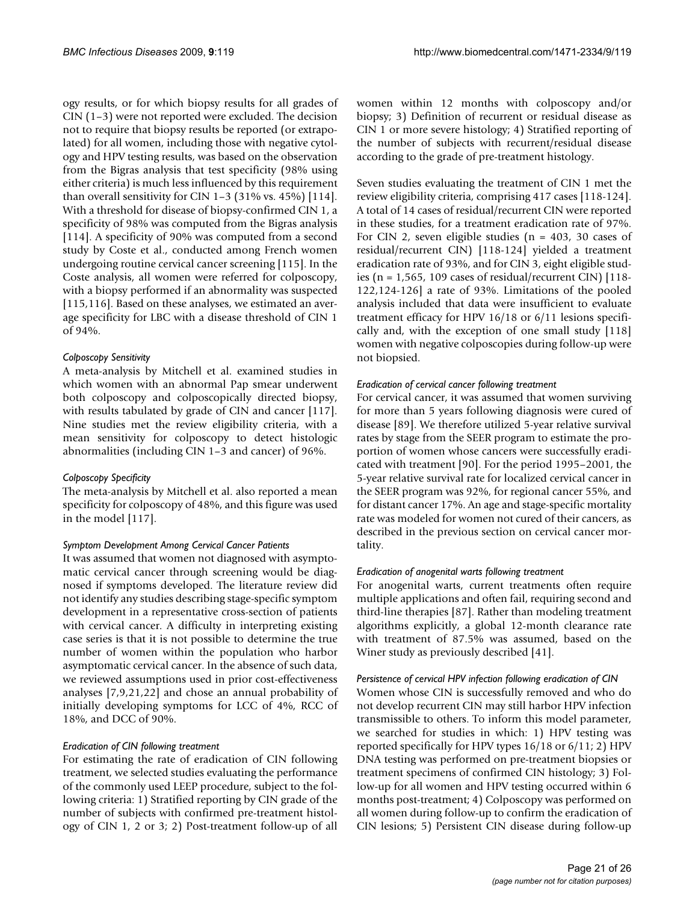ogy results, or for which biopsy results for all grades of CIN (1–3) were not reported were excluded. The decision not to require that biopsy results be reported (or extrapolated) for all women, including those with negative cytology and HPV testing results, was based on the observation from the Bigras analysis that test specificity (98% using either criteria) is much less influenced by this requirement than overall sensitivity for CIN 1–3 (31% vs. 45%) [114]. With a threshold for disease of biopsy-confirmed CIN 1, a specificity of 98% was computed from the Bigras analysis [114]. A specificity of 90% was computed from a second study by Coste et al., conducted among French women undergoing routine cervical cancer screening [115]. In the Coste analysis, all women were referred for colposcopy, with a biopsy performed if an abnormality was suspected [115,116]. Based on these analyses, we estimated an average specificity for LBC with a disease threshold of CIN 1 of 94%.

*Colposcopy Sensitivity*

A meta-analysis by Mitchell et al. examined studies in which women with an abnormal Pap smear underwent both colposcopy and colposcopically directed biopsy, with results tabulated by grade of CIN and cancer [117]. Nine studies met the review eligibility criteria, with a mean sensitivity for colposcopy to detect histologic abnormalities (including CIN 1–3 and cancer) of 96%.

*Colposcopy Specificity*

The meta-analysis by Mitchell et al. also reported a mean specificity for colposcopy of 48%, and this figure was used in the model [117].

*Symptom Development Among Cervical Cancer Patients*

It was assumed that women not diagnosed with asymptomatic cervical cancer through screening would be diagnosed if symptoms developed. The literature review did not identify any studies describing stage-specific symptom development in a representative cross-section of patients with cervical cancer. A difficulty in interpreting existing case series is that it is not possible to determine the true number of women within the population who harbor asymptomatic cervical cancer. In the absence of such data, we reviewed assumptions used in prior cost-effectiveness analyses [7,9,21,22] and chose an annual probability of initially developing symptoms for LCC of 4%, RCC of 18%, and DCC of 90%.

*Eradication of CIN following treatment*

For estimating the rate of eradication of CIN following treatment, we selected studies evaluating the performance of the commonly used LEEP procedure, subject to the following criteria: 1) Stratified reporting by CIN grade of the number of subjects with confirmed pre-treatment histology of CIN 1, 2 or 3; 2) Post-treatment follow-up of all women within 12 months with colposcopy and/or biopsy; 3) Definition of recurrent or residual disease as CIN 1 or more severe histology; 4) Stratified reporting of the number of subjects with recurrent/residual disease according to the grade of pre-treatment histology.

Seven studies evaluating the treatment of CIN 1 met the review eligibility criteria, comprising 417 cases [118-124]. A total of 14 cases of residual/recurrent CIN were reported in these studies, for a treatment eradication rate of 97%. For CIN 2, seven eligible studies (n = 403, 30 cases of residual/recurrent CIN) [118-124] yielded a treatment eradication rate of 93%, and for CIN 3, eight eligible studies (n = 1,565, 109 cases of residual/recurrent CIN) [118-122,124-126] a rate of 93%. Limitations of the pooled analysis included that data were insufficient to evaluate treatment efficacy for HPV 16/18 or 6/11 lesions specifically and, with the exception of one small study [118] women with negative colposcopies during follow-up were not biopsied.

*Eradication of cervical cancer following treatment*

For cervical cancer, it was assumed that women surviving for more than 5 years following diagnosis were cured of disease [89]. We therefore utilized 5-year relative survival rates by stage from the SEER program to estimate the proportion of women whose cancers were successfully eradicated with treatment [90]. For the period 1995–2001, the 5-year relative survival rate for localized cervical cancer in the SEER program was 92%, for regional cancer 55%, and for distant cancer 17%. An age and stage-specific mortality rate was modeled for women not cured of their cancers, as described in the previous section on cervical cancer mortality.

*Eradication of anogenital warts following treatment*

For anogenital warts, current treatments often require multiple applications and often fail, requiring second and third-line therapies [87]. Rather than modeling treatment algorithms explicitly, a global 12-month clearance rate with treatment of 87.5% was assumed, based on the Winer study as previously described [41].

*Persistence of cervical HPV infection following eradication of CIN*

Women whose CIN is successfully removed and who do not develop recurrent CIN may still harbor HPV infection transmissible to others. To inform this model parameter, we searched for studies in which: 1) HPV testing was reported specifically for HPV types 16/18 or 6/11; 2) HPV DNA testing was performed on pre-treatment biopsies or treatment specimens of confirmed CIN histology; 3) Follow-up for all women and HPV testing occurred within 6 months post-treatment; 4) Colposcopy was performed on all women during follow-up to confirm the eradication of CIN lesions; 5) Persistent CIN disease during follow-up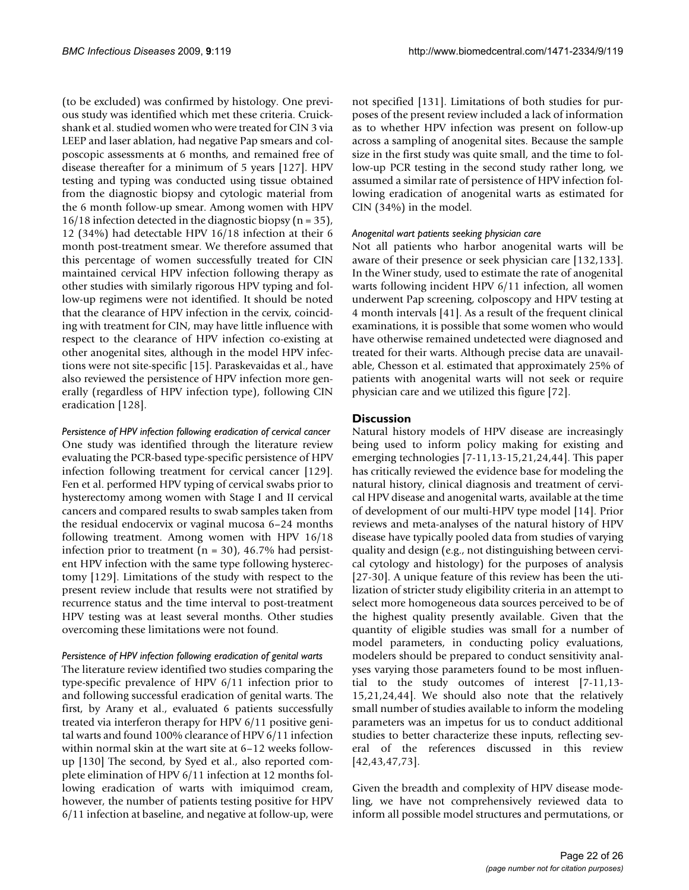(to be excluded) was confirmed by histology. One previous study was identified which met these criteria. Cruickshank et al. studied women who were treated for CIN 3 via LEEP and laser ablation, had negative Pap smears and colposcopic assessments at 6 months, and remained free of disease thereafter for a minimum of 5 years [127]. HPV testing and typing was conducted using tissue obtained from the diagnostic biopsy and cytologic material from the 6 month follow-up smear. Among women with HPV 16/18 infection detected in the diagnostic biopsy (n = 35), 12 (34%) had detectable HPV 16/18 infection at their 6 month post-treatment smear. We therefore assumed that this percentage of women successfully treated for CIN maintained cervical HPV infection following therapy as other studies with similarly rigorous HPV typing and follow-up regimens were not identified. It should be noted that the clearance of HPV infection in the cervix, coinciding with treatment for CIN, may have little influence with respect to the clearance of HPV infection co-existing at other anogenital sites, although in the model HPV infections were not site-specific [15]. Paraskevaidas et al., have also reviewed the persistence of HPV infection more generally (regardless of HPV infection type), following CIN eradication [128].

*Persistence of HPV infection following eradication of cervical cancer*

One study was identified through the literature review evaluating the PCR-based type-specific persistence of HPV infection following treatment for cervical cancer [129]. Fen et al. performed HPV typing of cervical swabs prior to hysterectomy among women with Stage I and II cervical cancers and compared results to swab samples taken from the residual endocervix or vaginal mucosa 6–24 months following treatment. Among women with HPV 16/18 infection prior to treatment (n = 30), 46.7% had persistent HPV infection with the same type following hysterectomy [129]. Limitations of the study with respect to the present review include that results were not stratified by recurrence status and the time interval to post-treatment HPV testing was at least several months. Other studies overcoming these limitations were not found.

*Persistence of HPV infection following eradication of genital warts*

The literature review identified two studies comparing the type-specific prevalence of HPV 6/11 infection prior to and following successful eradication of genital warts. The first, by Arany et al., evaluated 6 patients successfully treated via interferon therapy for HPV 6/11 positive genital warts and found 100% clearance of HPV 6/11 infection within normal skin at the wart site at 6–12 weeks follow-up [130] The second, by Syed et al., also reported complete elimination of HPV 6/11 infection at 12 months following eradication of warts with imiquimod cream, however, the number of patients testing positive for HPV 6/11 infection at baseline, and negative at follow-up, were not specified [131]. Limitations of both studies for purposes of the present review included a lack of information as to whether HPV infection was present on follow-up across a sampling of anogenital sites. Because the sample size in the first study was quite small, and the time to follow-up PCR testing in the second study rather long, we assumed a similar rate of persistence of HPV infection following eradication of anogenital warts as estimated for CIN (34%) in the model.

*Anogenital wart patients seeking physician care*

Not all patients who harbor anogenital warts will be aware of their presence or seek physician care [132,133]. In the Winer study, used to estimate the rate of anogenital warts following incident HPV 6/11 infection, all women underwent Pap screening, colposcopy and HPV testing at 4 month intervals [41]. As a result of the frequent clinical examinations, it is possible that some women who would have otherwise remained undetected were diagnosed and treated for their warts. Although precise data are unavailable, Chesson et al. estimated that approximately 25% of patients with anogenital warts will not seek or require physician care and we utilized this figure [72].

## Discussion

Natural history models of HPV disease are increasingly being used to inform policy making for existing and emerging technologies [7-11,13-15,21,24,44]. This paper has critically reviewed the evidence base for modeling the natural history, clinical diagnosis and treatment of cervical HPV disease and anogenital warts, available at the time of development of our multi-HPV type model [14]. Prior reviews and meta-analyses of the natural history of HPV disease have typically pooled data from studies of varying quality and design (e.g., not distinguishing between cervical cytology and histology) for the purposes of analysis [27-30]. A unique feature of this review has been the utilization of stricter study eligibility criteria in an attempt to select more homogeneous data sources perceived to be of the highest quality presently available. Given that the quantity of eligible studies was small for a number of model parameters, in conducting policy evaluations, modelers should be prepared to conduct sensitivity analyses varying those parameters found to be most influential to the study outcomes of interest [7-11,13-15,21,24,44]. We should also note that the relatively small number of studies available to inform the modeling parameters was an impetus for us to conduct additional studies to better characterize these inputs, reflecting several of the references discussed in this review [42,43,47,73].

Given the breadth and complexity of HPV disease modeling, we have not comprehensively reviewed data to inform all possible model structures and permutations, or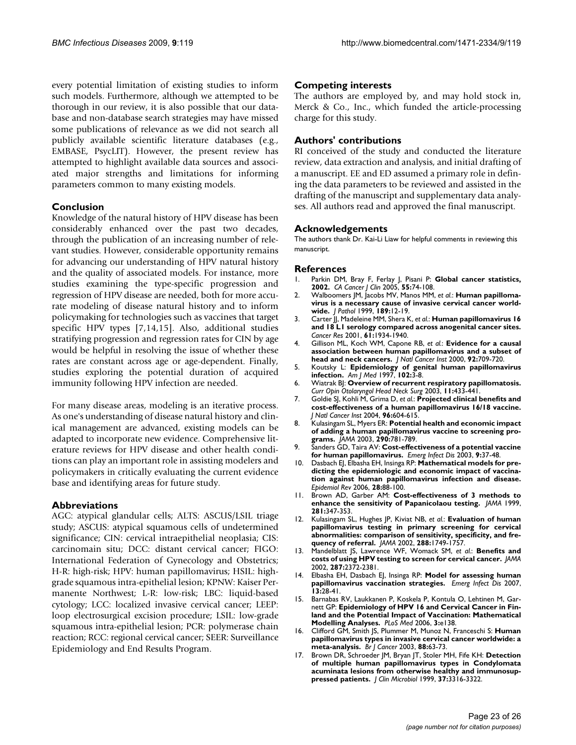every potential limitation of existing studies to inform such models. Furthermore, although we attempted to be thorough in our review, it is also possible that our database and non-database search strategies may have missed some publications of relevance as we did not search all publicly available scientific literature databases (e.g., EMBASE, PsycLIT). However, the present review has attempted to highlight available data sources and associated major strengths and limitations for informing parameters common to many existing models.

## Conclusion

Knowledge of the natural history of HPV disease has been considerably enhanced over the past two decades, through the publication of an increasing number of relevant studies. However, considerable opportunity remains for advancing our understanding of HPV natural history and the quality of associated models. For instance, more studies examining the type-specific progression and regression of HPV disease are needed, both for more accurate modeling of disease natural history and to inform policymaking for technologies such as vaccines that target specific HPV types [7,14,15]. Also, additional studies stratifying progression and regression rates for CIN by age would be helpful in resolving the issue of whether these rates are constant across age or age-dependent. Finally, studies exploring the potential duration of acquired immunity following HPV infection are needed.

For many disease areas, modeling is an iterative process. As one's understanding of disease natural history and clinical management are advanced, existing models can be adapted to incorporate new evidence. Comprehensive literature reviews for HPV disease and other health conditions can play an important role in assisting modelers and policymakers in critically evaluating the current evidence base and identifying areas for future study.

## Abbreviations

AGC: atypical glandular cells; ALTS: ASCUS/LSIL triage study; ASCUS: atypical squamous cells of undetermined significance; CIN: cervical intraepithelial neoplasia; CIS: carcinomain situ; DCC: distant cervical cancer; FIGO: International Federation of Gynecology and Obstetrics; H-R: high-risk; HPV: human papillomavirus; HSIL: high-grade squamous intra-epithelial lesion; KPNW: Kaiser Permanente Northwest; L-R: low-risk; LBC: liquid-based cytology; LCC: localized invasive cervical cancer; LEEP: loop electrosurgical excision procedure; LSIL: low-grade squamous intra-epithelial lesion; PCR: polymerase chain reaction; RCC: regional cervical cancer; SEER: Surveillance Epidemiology and End Results Program.

## Competing interests

The authors are employed by, and may hold stock in, Merck & Co., Inc., which funded the article-processing charge for this study.

## Authors' contributions

RI conceived of the study and conducted the literature review, data extraction and analysis, and initial drafting of a manuscript. EE and ED assumed a primary role in defining the data parameters to be reviewed and assisted in the drafting of the manuscript and supplementary data analyses. All authors read and approved the final manuscript.

## Acknowledgements

The authors thank Dr. Kai-Li Liaw for helpful comments in reviewing this manuscript.

## References

1. Parkin DM, Bray F, Ferlay J, Pisani P: **Global cancer statistics, 2002.** *CA Cancer J Clin* 2005, **55:**74-108.
2. Walboomers JM, Jacobs MV, Manos MM, *et al.*: **Human papillomavirus is a necessary cause of invasive cervical cancer worldwide.** *J Pathol* 1999, **189:**12-19.
3. Carter JJ, Madeleine MM, Shera K, *et al.*: **Human papillomavirus 16 and 18 L1 serology compared across anogenital cancer sites.** *Cancer Res* 2001, **61:**1934-1940.
4. Gillison ML, Koch WM, Capone RB, *et al.*: **Evidence for a causal association between human papillomavirus and a subset of head and neck cancers.** *J Natl Cancer Inst* 2000, **92:**709-720.
5. Koutsky L: **Epidemiology of genital human papillomavirus infection.** *Am J Med* 1997, **102:**3-8.
6. Wiatrak BJ: **Overview of recurrent respiratory papillomatosis.** *Curr Opin Otolaryngol Head Neck Surg* 2003, **11:**433-441.
7. Goldie SJ, Kohli M, Grima D, *et al.*: **Projected clinical benefits and cost-effectiveness of a human papillomavirus 16/18 vaccine.** *J Natl Cancer Inst* 2004, **96:**604-615.
8. Kulasingam SL, Myers ER: **Potential health and economic impact of adding a human papillomavirus vaccine to screening programs.** *JAMA* 2003, **290:**781-789.
9. Sanders GD, Taira AV: **Cost-effectiveness of a potential vaccine for human papillomavirus.** *Emerg Infect Dis* 2003, **9:**37-48.
10. Dasbach EJ, Elbasha EH, Insinga RP: **Mathematical models for predicting the epidemiologic and economic impact of vaccination against human papillomavirus infection and disease.** *Epidemiol Rev* 2006, **28:**88-100.
11. Brown AD, Garber AM: **Cost-effectiveness of 3 methods to enhance the sensitivity of Papanicolaou testing.** *JAMA* 1999, **281:**347-353.
12. Kulasingam SL, Hughes JP, Kiviat NB, *et al.*: **Evaluation of human papillomavirus testing in primary screening for cervical abnormalities: comparison of sensitivity, specificity, and frequency of referral.** *JAMA* 2002, **288:**1749-1757.
13. Mandelblatt JS, Lawrence WF, Womack SM, *et al.*: **Benefits and costs of using HPV testing to screen for cervical cancer.** *JAMA* 2002, **287:**2372-2381.
14. Elbasha EH, Dasbach EJ, Insinga RP: **Model for assessing human papillomavirus vaccination strategies.** *Emerg Infect Dis* 2007, **13:**28-41.
15. Barnabas RV, Laukkanen P, Koskela P, Kontula O, Lehtinen M, Garnett GP: **Epidemiology of HPV 16 and Cervical Cancer in Finland and the Potential Impact of Vaccination: Mathematical Modelling Analyses.** *PLoS Med* 2006, **3:**e138.
16. Clifford GM, Smith JS, Plummer M, Munoz N, Franceschi S: **Human papillomavirus types in invasive cervical cancer worldwide: a meta-analysis.** *Br J Cancer* 2003, **88:**63-73.
17. Brown DR, Schroeder JM, Bryan JT, Stoler MH, Fife KH: **Detection of multiple human papillomavirus types in Condylomata acuminata lesions from otherwise healthy and immunosuppressed patients.** *J Clin Microbiol* 1999, **37:**3316-3322.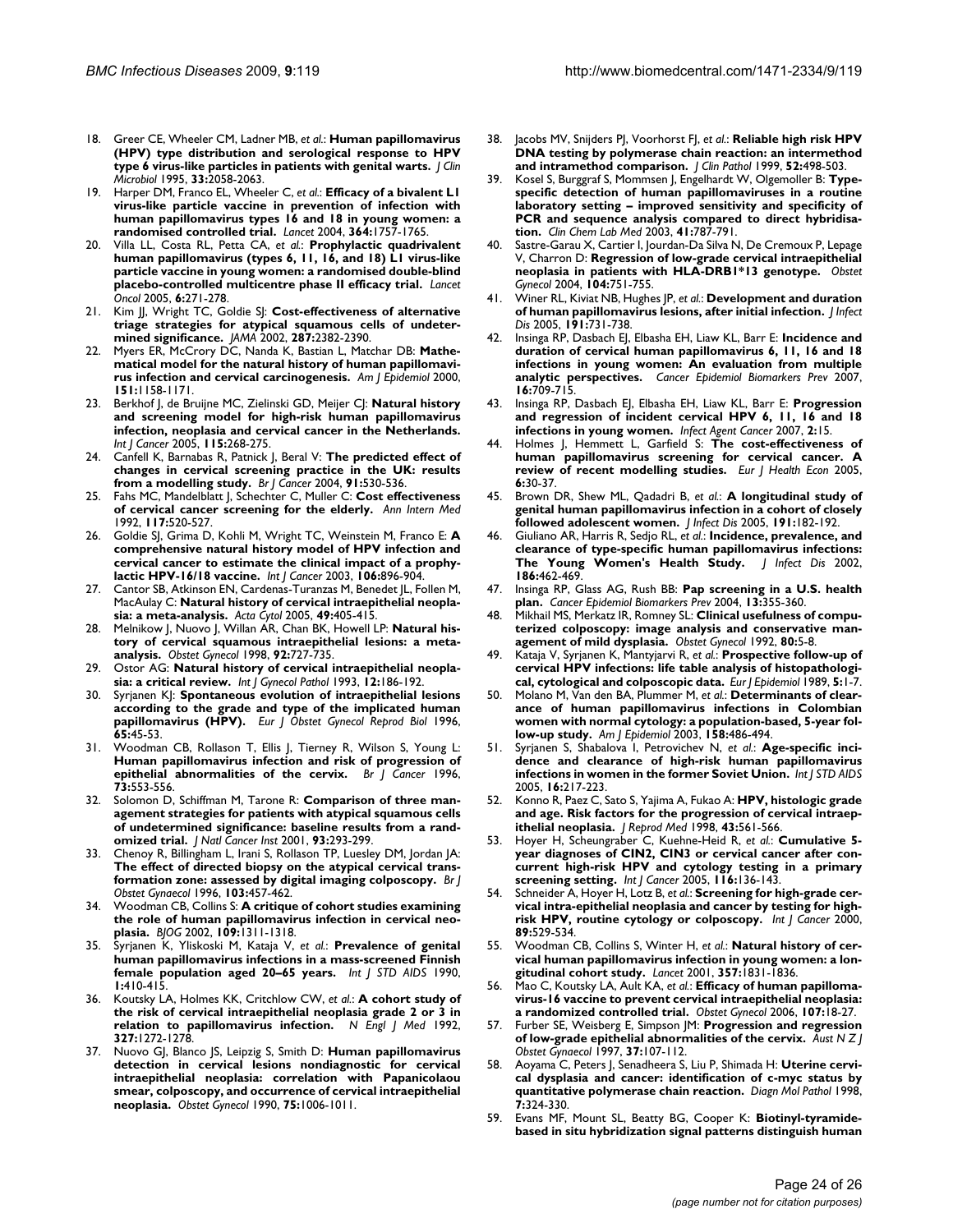18. Greer CE, Wheeler CM, Ladner MB, *et al.*: **Human papillomavirus (HPV) type distribution and serological response to HPV type 6 virus-like particles in patients with genital warts.** *J Clin Microbiol* 1995, **33:**2058-2063.
19. Harper DM, Franco EL, Wheeler C, *et al.*: **Efficacy of a bivalent L1 virus-like particle vaccine in prevention of infection with human papillomavirus types 16 and 18 in young women: a randomised controlled trial.** *Lancet* 2004, **364:**1757-1765.
20. Villa LL, Costa RL, Petta CA, *et al.*: **Prophylactic quadrivalent human papillomavirus (types 6, 11, 16, and 18) L1 virus-like particle vaccine in young women: a randomised double-blind placebo-controlled multicentre phase II efficacy trial.** *Lancet Oncol* 2005, **6:**271-278.
21. Kim JJ, Wright TC, Goldie SJ: **Cost-effectiveness of alternative triage strategies for atypical squamous cells of undetermined significance.** *JAMA* 2002, **287:**2382-2390.
22. Myers ER, McCrory DC, Nanda K, Bastian L, Matchar DB: **Mathematical model for the natural history of human papillomavirus infection and cervical carcinogenesis.** *Am J Epidemiol* 2000, **151:**1158-1171.
23. Berkhof J, de Bruijne MC, Zielinski GD, Meijer CJ: **Natural history and screening model for high-risk human papillomavirus infection, neoplasia and cervical cancer in the Netherlands.** *Int J Cancer* 2005, **115:**268-275.
24. Canfell K, Barnabas R, Patnick J, Beral V: **The predicted effect of changes in cervical screening practice in the UK: results from a modelling study.** *Br J Cancer* 2004, **91:**530-536.
25. Fahs MC, Mandelblatt J, Schechter C, Muller C: **Cost effectiveness of cervical cancer screening for the elderly.** *Ann Intern Med* 1992, **117:**520-527.
26. Goldie SJ, Grima D, Kohli M, Wright TC, Weinstein M, Franco E: **A comprehensive natural history model of HPV infection and cervical cancer to estimate the clinical impact of a prophylactic HPV-16/18 vaccine.** *Int J Cancer* 2003, **106:**896-904.
27. Cantor SB, Atkinson EN, Cardenas-Turanzas M, Benedet JL, Follen M, MacAulay C: **Natural history of cervical intraepithelial neoplasia: a meta-analysis.** *Acta Cytol* 2005, **49:**405-415.
28. Melnikow J, Nuovo J, Willan AR, Chan BK, Howell LP: **Natural history of cervical squamous intraepithelial lesions: a meta-analysis.** *Obstet Gynecol* 1998, **92:**727-735.
29. Ostor AG: **Natural history of cervical intraepithelial neoplasia: a critical review.** *Int J Gynecol Pathol* 1993, **12:**186-192.
30. Syrjanen KJ: **Spontaneous evolution of intraepithelial lesions according to the grade and type of the implicated human papillomavirus (HPV).** *Eur J Obstet Gynecol Reprod Biol* 1996, **65:**45-53.
31. Woodman CB, Rollason T, Ellis J, Tierney R, Wilson S, Young L: **Human papillomavirus infection and risk of progression of epithelial abnormalities of the cervix.** *Br J Cancer* 1996, **73:**553-556.
32. Solomon D, Schiffman M, Tarone R: **Comparison of three management strategies for patients with atypical squamous cells of undetermined significance: baseline results from a randomized trial.** *J Natl Cancer Inst* 2001, **93:**293-299.
33. Chenoy R, Billingham L, Irani S, Rollason TP, Luesley DM, Jordan JA: **The effect of directed biopsy on the atypical cervical transformation zone: assessed by digital imaging colposcopy.** *Br J Obstet Gynaecol* 1996, **103:**457-462.
34. Woodman CB, Collins S: **A critique of cohort studies examining the role of human papillomavirus infection in cervical neoplasia.** *BJOG* 2002, **109:**1311-1318.
35. Syrjanen K, Yliskoski M, Kataja V, *et al.*: **Prevalence of genital human papillomavirus infections in a mass-screened Finnish female population aged 20–65 years.** *Int J STD AIDS* 1990, **1:**410-415.
36. Koutsky LA, Holmes KK, Critchlow CW, *et al.*: **A cohort study of the risk of cervical intraepithelial neoplasia grade 2 or 3 in relation to papillomavirus infection.** *N Engl J Med* 1992, **327:**1272-1278.
37. Nuovo GJ, Blanco JS, Leipzig S, Smith D: **Human papillomavirus detection in cervical lesions nondiagnostic for cervical intraepithelial neoplasia: correlation with Papanicolaou smear, colposcopy, and occurrence of cervical intraepithelial neoplasia.** *Obstet Gynecol* 1990, **75:**1006-1011.
38. Jacobs MV, Snijders PJ, Voorhorst FJ, *et al.*: **Reliable high risk HPV DNA testing by polymerase chain reaction: an intermethod and intramethod comparison.** *J Clin Pathol* 1999, **52:**498-503.
39. Kosel S, Burggraf S, Mommsen J, Engelhardt W, Olgemoller B: **Type-specific detection of human papillomaviruses in a routine laboratory setting – improved sensitivity and specificity of PCR and sequence analysis compared to direct hybridisation.** *Clin Chem Lab Med* 2003, **41:**787-791.
40. Sastre-Garau X, Cartier I, Jourdan-Da Silva N, De Cremoux P, Lepage V, Charron D: **Regression of low-grade cervical intraepithelial neoplasia in patients with HLA-DRB1*13 genotype.** *Obstet Gynecol* 2004, **104:**751-755.
41. Winer RL, Kiviat NB, Hughes JP, *et al.*: **Development and duration of human papillomavirus lesions, after initial infection.** *J Infect Dis* 2005, **191:**731-738.
42. Insinga RP, Dasbach EJ, Elbasha EH, Liaw KL, Barr E: **Incidence and duration of cervical human papillomavirus 6, 11, 16 and 18 infections in young women: An evaluation from multiple analytic perspectives.** *Cancer Epidemiol Biomarkers Prev* 2007, **16:**709-715.
43. Insinga RP, Dasbach EJ, Elbasha EH, Liaw KL, Barr E: **Progression and regression of incident cervical HPV 6, 11, 16 and 18 infections in young women.** *Infect Agent Cancer* 2007, **2:**15.
44. Holmes J, Hemmett L, Garfield S: **The cost-effectiveness of human papillomavirus screening for cervical cancer. A review of recent modelling studies.** *Eur J Health Econ* 2005, **6:**30-37.
45. Brown DR, Shew ML, Qadadri B, *et al.*: **A longitudinal study of genital human papillomavirus infection in a cohort of closely followed adolescent women.** *J Infect Dis* 2005, **191:**182-192.
46. Giuliano AR, Harris R, Sedjo RL, *et al.*: **Incidence, prevalence, and clearance of type-specific human papillomavirus infections: The Young Women's Health Study.** *J Infect Dis* 2002, **186:**462-469.
47. Insinga RP, Glass AG, Rush BB: **Pap screening in a U.S. health plan.** *Cancer Epidemiol Biomarkers Prev* 2004, **13:**355-360.
48. Mikhail MS, Merkatz IR, Romney SL: **Clinical usefulness of computerized colposcopy: image analysis and conservative management of mild dysplasia.** *Obstet Gynecol* 1992, **80:**5-8.
49. Kataja V, Syrjanen K, Mantyjarvi R, *et al.*: **Prospective follow-up of cervical HPV infections: life table analysis of histopathological, cytological and colposcopic data.** *Eur J Epidemiol* 1989, **5:**1-7.
50. Molano M, Van den BA, Plummer M, *et al.*: **Determinants of clearance of human papillomavirus infections in Colombian women with normal cytology: a population-based, 5-year follow-up study.** *Am J Epidemiol* 2003, **158:**486-494.
51. Syrjanen S, Shabalova I, Petrovichev N, *et al.*: **Age-specific incidence and clearance of high-risk human papillomavirus infections in women in the former Soviet Union.** *Int J STD AIDS* 2005, **16:**217-223.
52. Konno R, Paez C, Sato S, Yajima A, Fukao A: **HPV, histologic grade and age. Risk factors for the progression of cervical intraepithelial neoplasia.** *J Reprod Med* 1998, **43:**561-566.
53. Hoyer H, Scheungraber C, Kuehne-Heid R, *et al.*: **Cumulative 5-year diagnoses of CIN2, CIN3 or cervical cancer after concurrent high-risk HPV and cytology testing in a primary screening setting.** *Int J Cancer* 2005, **116:**136-143.
54. Schneider A, Hoyer H, Lotz B, *et al.*: **Screening for high-grade cervical intra-epithelial neoplasia and cancer by testing for high-risk HPV, routine cytology or colposcopy.** *Int J Cancer* 2000, **89:**529-534.
55. Woodman CB, Collins S, Winter H, *et al.*: **Natural history of cervical human papillomavirus infection in young women: a longitudinal cohort study.** *Lancet* 2001, **357:**1831-1836.
56. Mao C, Koutsky LA, Ault KA, *et al.*: **Efficacy of human papillomavirus-16 vaccine to prevent cervical intraepithelial neoplasia: a randomized controlled trial.** *Obstet Gynecol* 2006, **107:**18-27.
57. Furber SE, Weisberg E, Simpson JM: **Progression and regression of low-grade epithelial abnormalities of the cervix.** *Aust N Z J Obstet Gynaecol* 1997, **37:**107-112.
58. Aoyama C, Peters J, Senadheera S, Liu P, Shimada H: **Uterine cervical dysplasia and cancer: identification of c-myc status by quantitative polymerase chain reaction.** *Diagn Mol Pathol* 1998, **7:**324-330.
59. Evans MF, Mount SL, Beatty BG, Cooper K: **Biotinyl-tyramide-based in situ hybridization signal patterns distinguish human**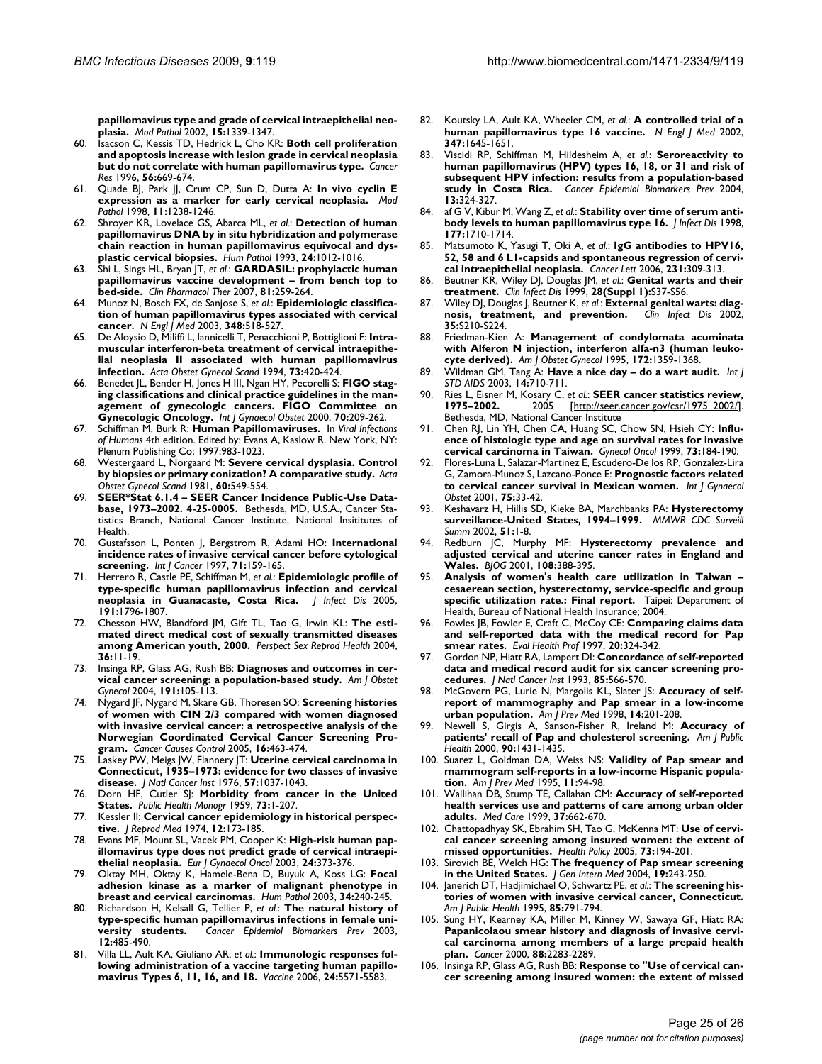papillomavirus type and grade of cervical intraepithelial neoplasia. *Mod Pathol* 2002, **15:**1339-1347.

60. Isacson C, Kessis TD, Hedrick L, Cho KR: **Both cell proliferation and apoptosis increase with lesion grade in cervical neoplasia but do not correlate with human papillomavirus type.** *Cancer Res* 1996, **56:**669-674.
61. Quade BJ, Park JJ, Crum CP, Sun D, Dutta A: **In vivo cyclin E expression as a marker for early cervical neoplasia.** *Mod Pathol* 1998, **11:**1238-1246.
62. Shroyer KR, Lovelace GS, Abarca ML, *et al.*: **Detection of human papillomavirus DNA by in situ hybridization and polymerase chain reaction in human papillomavirus equivocal and dysplastic cervical biopsies.** *Hum Pathol* 1993, **24:**1012-1016.
63. Shi L, Sings HL, Bryan JT, *et al.*: **GARDASIL: prophylactic human papillomavirus vaccine development – from bench top to bed-side.** *Clin Pharmacol Ther* 2007, **81:**259-264.
64. Munoz N, Bosch FX, de Sanjose S, *et al.*: **Epidemiologic classification of human papillomavirus types associated with cervical cancer.** *N Engl J Med* 2003, **348:**518-527.
65. De Aloysio D, Miliffi L, Iannicelli T, Penacchioni P, Bottiglioni F: **Intramuscular interferon-beta treatment of cervical intraepithelial neoplasia II associated with human papillomavirus infection.** *Acta Obstet Gynecol Scand* 1994, **73:**420-424.
66. Benedet JL, Bender H, Jones H III, Ngan HY, Pecorelli S: **FIGO staging classifications and clinical practice guidelines in the management of gynecologic cancers. FIGO Committee on Gynecologic Oncology.** *Int J Gynaecol Obstet* 2000, **70:**209-262.
67. Schiffman M, Burk R: **Human Papillomaviruses.** In *Viral Infections of Humans* 4th edition. Edited by: Evans A, Kaslow R. New York, NY: Plenum Publishing Co; 1997:983-1023.
68. Westergaard L, Norgaard M: **Severe cervical dysplasia. Control by biopsies or primary conization? A comparative study.** *Acta Obstet Gynecol Scand* 1981, **60:**549-554.
69. **SEER*Stat 6.1.4 – SEER Cancer Incidence Public-Use Database, 1973–2002. 4-25-0005.** Bethesda, MD, U.S.A., Cancer Statistics Branch, National Cancer Institute, National Insititutes of Health.
70. Gustafsson L, Ponten J, Bergstrom R, Adami HO: **International incidence rates of invasive cervical cancer before cytological screening.** *Int J Cancer* 1997, **71:**159-165.
71. Herrero R, Castle PE, Schiffman M, *et al.*: **Epidemiologic profile of type-specific human papillomavirus infection and cervical neoplasia in Guanacaste, Costa Rica.** *J Infect Dis* 2005, **191:**1796-1807.
72. Chesson HW, Blandford JM, Gift TL, Tao G, Irwin KL: **The estimated direct medical cost of sexually transmitted diseases among American youth, 2000.** *Perspect Sex Reprod Health* 2004, **36:**11-19.
73. Insinga RP, Glass AG, Rush BB: **Diagnoses and outcomes in cervical cancer screening: a population-based study.** *Am J Obstet Gynecol* 2004, **191:**105-113.
74. Nygard JF, Nygard M, Skare GB, Thoresen SO: **Screening histories of women with CIN 2/3 compared with women diagnosed with invasive cervical cancer: a retrospective analysis of the Norwegian Coordinated Cervical Cancer Screening Program.** *Cancer Causes Control* 2005, **16:**463-474.
75. Laskey PW, Meigs JW, Flannery JT: **Uterine cervical carcinoma in Connecticut, 1935–1973: evidence for two classes of invasive disease.** *J Natl Cancer Inst* 1976, **57:**1037-1043.
76. Dorn HF, Cutler SJ: **Morbidity from cancer in the United States.** *Public Health Monogr* 1959, **73:**1-207.
77. Kessler II: **Cervical cancer epidemiology in historical perspective.** *J Reprod Med* 1974, **12:**173-185.
78. Evans MF, Mount SL, Vacek PM, Cooper K: **High-risk human papillomavirus type does not predict grade of cervical intraepithelial neoplasia.** *Eur J Gynaecol Oncol* 2003, **24:**373-376.
79. Oktay MH, Oktay K, Hamele-Bena D, Buyuk A, Koss LG: **Focal adhesion kinase as a marker of malignant phenotype in breast and cervical carcinomas.** *Hum Pathol* 2003, **34:**240-245.
80. Richardson H, Kelsall G, Tellier P, *et al.*: **The natural history of type-specific human papillomavirus infections in female university students.** *Cancer Epidemiol Biomarkers Prev* 2003, **12:**485-490.
81. Villa LL, Ault KA, Giuliano AR, *et al.*: **Immunologic responses following administration of a vaccine targeting human papillomavirus Types 6, 11, 16, and 18.** *Vaccine* 2006, **24:**5571-5583.
82. Koutsky LA, Ault KA, Wheeler CM, *et al.*: **A controlled trial of a human papillomavirus type 16 vaccine.** *N Engl J Med* 2002, **347:**1645-1651.
83. Viscidi RP, Schiffman M, Hildesheim A, *et al.*: **Seroreactivity to human papillomavirus (HPV) types 16, 18, or 31 and risk of subsequent HPV infection: results from a population-based study in Costa Rica.** *Cancer Epidemiol Biomarkers Prev* 2004, **13:**324-327.
84. af G V, Kibur M, Wang Z, *et al.*: **Stability over time of serum antibody levels to human papillomavirus type 16.** *J Infect Dis* 1998, **177:**1710-1714.
85. Matsumoto K, Yasugi T, Oki A, *et al.*: **IgG antibodies to HPV16, 52, 58 and 6 L1-capsids and spontaneous regression of cervical intraepithelial neoplasia.** *Cancer Lett* 2006, **231:**309-313.
86. Beutner KR, Wiley DJ, Douglas JM, *et al.*: **Genital warts and their treatment.** *Clin Infect Dis* 1999, **28(Suppl 1):**S37-S56.
87. Wiley DJ, Douglas J, Beutner K, *et al.*: **External genital warts: diagnosis, treatment, and prevention.** *Clin Infect Dis* 2002, **35:**S210-S224.
88. Friedman-Kien A: **Management of condylomata acuminata with Alferon N injection, interferon alfa-n3 (human leukocyte derived).** *Am J Obstet Gynecol* 1995, **172:**1359-1368.
89. Wildman GM, Tang A: **Have a nice day – do a wart audit.** *Int J STD AIDS* 2003, **14:**710-711.
90. Ries L, Eisner M, Kosary C, *et al.*: **SEER cancer statistics review, 1975–2002.** 2005 [http://seer.cancer.gov/csr/1975_2002/]. Bethesda, MD, National Cancer Institute
91. Chen RJ, Lin YH, Chen CA, Huang SC, Chow SN, Hsieh CY: **Influence of histologic type and age on survival rates for invasive cervical carcinoma in Taiwan.** *Gynecol Oncol* 1999, **73:**184-190.
92. Flores-Luna L, Salazar-Martinez E, Escudero-De los RP, Gonzalez-Lira G, Zamora-Munoz S, Lazcano-Ponce E: **Prognostic factors related to cervical cancer survival in Mexican women.** *Int J Gynaecol Obstet* 2001, **75:**33-42.
93. Keshavarz H, Hillis SD, Kieke BA, Marchbanks PA: **Hysterectomy surveillance-United States, 1994–1999.** *MMWR CDC Surveill Summ* 2002, **51:**1-8.
94. Redburn JC, Murphy MF: **Hysterectomy prevalence and adjusted cervical and uterine cancer rates in England and Wales.** *BJOG* 2001, **108:**388-395.
95. **Analysis of women's health care utilization in Taiwan – cesaerean section, hysterectomy, service-specific and group specific utilization rate.: Final report.** Taipei: Department of Health, Bureau of National Health Insurance; 2004.
96. Fowles JB, Fowler E, Craft C, McCoy CE: **Comparing claims data and self-reported data with the medical record for Pap smear rates.** *Eval Health Prof* 1997, **20:**324-342.
97. Gordon NP, Hiatt RA, Lampert DI: **Concordance of self-reported data and medical record audit for six cancer screening procedures.** *J Natl Cancer Inst* 1993, **85:**566-570.
98. McGovern PG, Lurie N, Margolis KL, Slater JS: **Accuracy of self-report of mammography and Pap smear in a low-income urban population.** *Am J Prev Med* 1998, **14:**201-208.
99. Newell S, Girgis A, Sanson-Fisher R, Ireland M: **Accuracy of patients' recall of Pap and cholesterol screening.** *Am J Public Health* 2000, **90:**1431-1435.
100. Suarez L, Goldman DA, Weiss NS: **Validity of Pap smear and mammogram self-reports in a low-income Hispanic population.** *Am J Prev Med* 1995, **11:**94-98.
101. Wallihan DB, Stump TE, Callahan CM: **Accuracy of self-reported health services use and patterns of care among urban older adults.** *Med Care* 1999, **37:**662-670.
102. Chattopadhyay SK, Ebrahim SH, Tao G, McKenna MT: **Use of cervical cancer screening among insured women: the extent of missed opportunities.** *Health Policy* 2005, **73:**194-201.
103. Sirovich BE, Welch HG: **The frequency of Pap smear screening in the United States.** *J Gen Intern Med* 2004, **19:**243-250.
104. Janerich DT, Hadjimichael O, Schwartz PE, *et al.*: **The screening histories of women with invasive cervical cancer, Connecticut.** *Am J Public Health* 1995, **85:**791-794.
105. Sung HY, Kearney KA, Miller M, Kinney W, Sawaya GF, Hiatt RA: **Papanicolaou smear history and diagnosis of invasive cervical carcinoma among members of a large prepaid health plan.** *Cancer* 2000, **88:**2283-2289.
106. Insinga RP, Glass AG, Rush BB: **Response to "Use of cervical cancer screening among insured women: the extent of missed**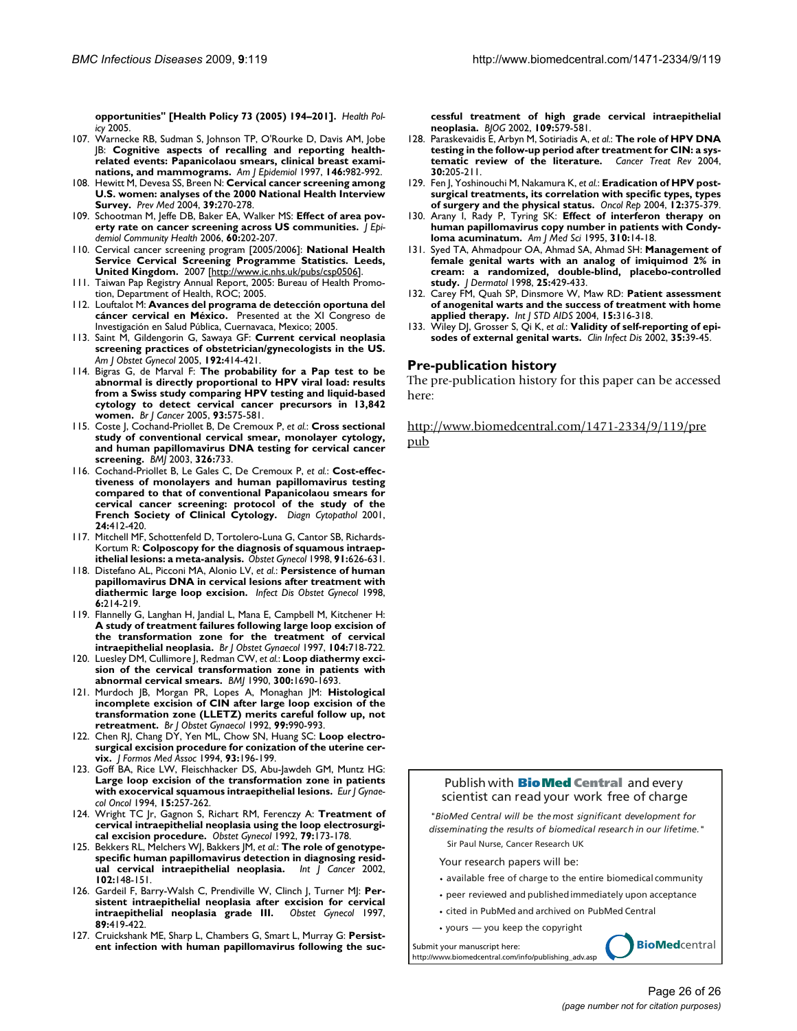opportunities" [Health Policy 73 (2005) 194–201]. *Health Policy* 2005.

107. Warnecke RB, Sudman S, Johnson TP, O'Rourke D, Davis AM, Jobe JB: **Cognitive aspects of recalling and reporting health-related events: Papanicolaou smears, clinical breast examinations, and mammograms.** *Am J Epidemiol* 1997, **146**:982-992.
108. Hewitt M, Devesa SS, Breen N: **Cervical cancer screening among U.S. women: analyses of the 2000 National Health Interview Survey.** *Prev Med* 2004, **39**:270-278.
109. Schootman M, Jeffe DB, Baker EA, Walker MS: **Effect of area poverty rate on cancer screening across US communities.** *J Epidemiol Community Health* 2006, **60**:202-207.
110. Cervical cancer screening program [2005/2006]: **National Health Service Cervical Screening Programme Statistics. Leeds, United Kingdom.** 2007 [http://www.ic.nhs.uk/pubs/csp0506].
111. Taiwan Pap Registry Annual Report, 2005: Bureau of Health Promotion, Department of Health, ROC; 2005.
112. Louftalot M: **Avances del programa de detección oportuna del cáncer cervical en México.** Presented at the XI Congreso de Investigación en Salud Pública, Cuernavaca, Mexico; 2005.
113. Saint M, Gildengorin G, Sawaya GF: **Current cervical neoplasia screening practices of obstetrician/gynecologists in the US.** *Am J Obstet Gynecol* 2005, **192**:414-421.
114. Bigras G, de Marval F: **The probability for a Pap test to be abnormal is directly proportional to HPV viral load: results from a Swiss study comparing HPV testing and liquid-based cytology to detect cervical cancer precursors in 13,842 women.** *Br J Cancer* 2005, **93**:575-581.
115. Coste J, Cochand-Priollet B, De Cremoux P, *et al.*: **Cross sectional study of conventional cervical smear, monolayer cytology, and human papillomavirus DNA testing for cervical cancer screening.** *BMJ* 2003, **326**:733.
116. Cochand-Priollet B, Le Gales C, De Cremoux P, *et al.*: **Cost-effectiveness of monolayers and human papillomavirus testing compared to that of conventional Papanicolaou smears for cervical cancer screening: protocol of the study of the French Society of Clinical Cytology.** *Diagn Cytopathol* 2001, **24**:412-420.
117. Mitchell MF, Schottenfeld D, Tortolero-Luna G, Cantor SB, Richards-Kortum R: **Colposcopy for the diagnosis of squamous intraepithelial lesions: a meta-analysis.** *Obstet Gynecol* 1998, **91**:626-631.
118. Distefano AL, Picconi MA, Alonio LV, *et al.*: **Persistence of human papillomavirus DNA in cervical lesions after treatment with diathermic large loop excision.** *Infect Dis Obstet Gynecol* 1998, **6**:214-219.
119. Flannelly G, Langhan H, Jandial L, Mana E, Campbell M, Kitchener H: **A study of treatment failures following large loop excision of the transformation zone for the treatment of cervical intraepithelial neoplasia.** *Br J Obstet Gynaecol* 1997, **104**:718-722.
120. Luesley DM, Cullimore J, Redman CW, *et al.*: **Loop diathermy excision of the cervical transformation zone in patients with abnormal cervical smears.** *BMJ* 1990, **300**:1690-1693.
121. Murdoch JB, Morgan PR, Lopes A, Monaghan JM: **Histological incomplete excision of CIN after large loop excision of the transformation zone (LLETZ) merits careful follow up, not retreatment.** *Br J Obstet Gynaecol* 1992, **99**:990-993.
122. Chen RJ, Chang DY, Yen ML, Chow SN, Huang SC: **Loop electrosurgical excision procedure for conization of the uterine cervix.** *J Formos Med Assoc* 1994, **93**:196-199.
123. Goff BA, Rice LW, Fleischhacker DS, Abu-Jawdeh GM, Muntz HG: **Large loop excision of the transformation zone in patients with exocervical squamous intraepithelial lesions.** *Eur J Gynaecol Oncol* 1994, **15**:257-262.
124. Wright TC Jr, Gagnon S, Richart RM, Ferenczy A: **Treatment of cervical intraepithelial neoplasia using the loop electrosurgical excision procedure.** *Obstet Gynecol* 1992, **79**:173-178.
125. Bekkers RL, Melchers WJ, Bakkers JM, *et al.*: **The role of genotype-specific human papillomavirus detection in diagnosing residual cervical intraepithelial neoplasia.** *Int J Cancer* 2002, **102**:148-151.
126. Gardeil F, Barry-Walsh C, Prendiville W, Clinch J, Turner MJ: **Persistent intraepithelial neoplasia after excision for cervical intraepithelial neoplasia grade III.** *Obstet Gynecol* 1997, **89**:419-422.
127. Cruickshank ME, Sharp L, Chambers G, Smart L, Murray G: **Persistent infection with human papillomavirus following the successful treatment of high grade cervical intraepithelial neoplasia.** *BJOG* 2002, **109**:579-581.
128. Paraskevaidis E, Arbyn M, Sotiriadis A, *et al.*: **The role of HPV DNA testing in the follow-up period after treatment for CIN: a systematic review of the literature.** *Cancer Treat Rev* 2004, **30**:205-211.
129. Fen J, Yoshinouchi M, Nakamura K, *et al.*: **Eradication of HPV post-surgical treatments, its correlation with specific types, types of surgery and the physical status.** *Oncol Rep* 2004, **12**:375-379.
130. Arany I, Rady P, Tyring SK: **Effect of interferon therapy on human papillomavirus copy number in patients with Condyloma acuminatum.** *Am J Med Sci* 1995, **310**:14-18.
131. Syed TA, Ahmadpour OA, Ahmad SA, Ahmad SH: **Management of female genital warts with an analog of imiquimod 2% in cream: a randomized, double-blind, placebo-controlled study.** *J Dermatol* 1998, **25**:429-433.
132. Carey FM, Quah SP, Dinsmore W, Maw RD: **Patient assessment of anogenital warts and the success of treatment with home applied therapy.** *Int J STD AIDS* 2004, **15**:316-318.
133. Wiley DJ, Grosser S, Qi K, *et al.*: **Validity of self-reporting of episodes of external genital warts.** *Clin Infect Dis* 2002, **35**:39-45.

## Pre-publication history

The pre-publication history for this paper can be accessed here:

http://www.biomedcentral.com/1471-2334/9/119/prepub

Publish with **BioMed Central** and every scientist can read your work free of charge

*"BioMed Central will be the most significant development for disseminating the results of biomedical research in our lifetime."*

Sir Paul Nurse, Cancer Research UK

Your research papers will be:

- available free of charge to the entire biomedical community
- peer reviewed and published immediately upon acceptance
- cited in PubMed and archived on PubMed Central
- yours — you keep the copyright

Submit your manuscript here:
http://www.biomedcentral.com/info/publishing_adv.asp

BioMedcentral